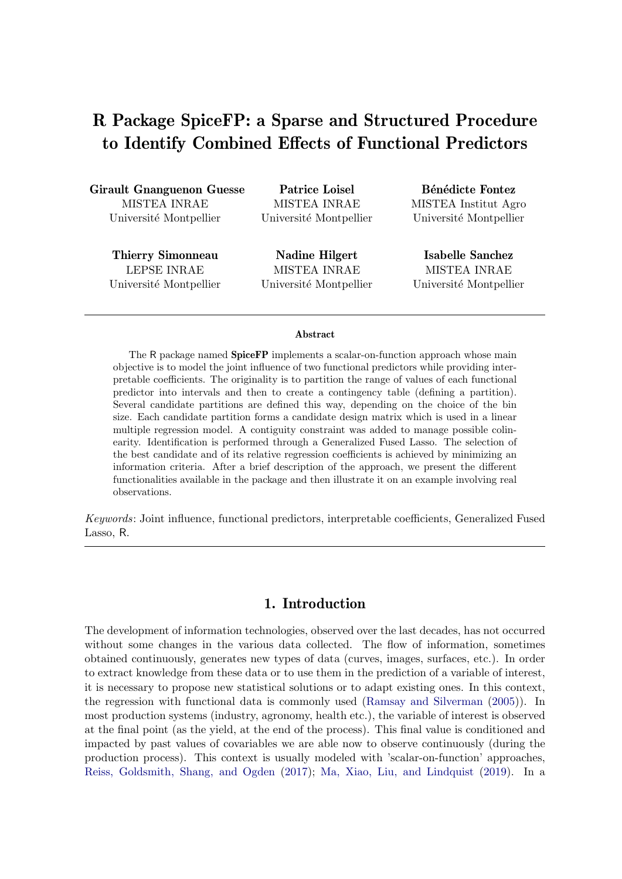# R Package SpiceFP: a Sparse and Structured Procedure to Identify Combined Effects of Functional Predictors

**Girault Gnanguenon Guesse**
MISTEA INRAE
Université Montpellier

**Patrice Loisel**
MISTEA INRAE
Université Montpellier

**Bénédicte Fontez**
MISTEA Institut Agro
Université Montpellier

**Thierry Simonneau**
LEPSE INRAE
Université Montpellier

**Nadine Hilgert**
MISTEA INRAE
Université Montpellier

**Isabelle Sanchez**
MISTEA INRAE
Université Montpellier

---

**Abstract**

The R package named **SpiceFP** implements a scalar-on-function approach whose main objective is to model the joint influence of two functional predictors while providing interpretable coefficients. The originality is to partition the range of values of each functional predictor into intervals and then to create a contingency table (defining a partition). Several candidate partitions are defined this way, depending on the choice of the bin size. Each candidate partition forms a candidate design matrix which is used in a linear multiple regression model. A contiguity constraint was added to manage possible colinearity. Identification is performed through a Generalized Fused Lasso. The selection of the best candidate and of its relative regression coefficients is achieved by minimizing an information criteria. After a brief description of the approach, we present the different functionalities available in the package and then illustrate it on an example involving real observations.

*Keywords*: Joint influence, functional predictors, interpretable coefficients, Generalized Fused Lasso, R.

---

## 1. Introduction

The development of information technologies, observed over the last decades, has not occurred without some changes in the various data collected. The flow of information, sometimes obtained continuously, generates new types of data (curves, images, surfaces, etc.). In order to extract knowledge from these data or to use them in the prediction of a variable of interest, it is necessary to propose new statistical solutions or to adapt existing ones. In this context, the regression with functional data is commonly used (Ramsay and Silverman (2005)). In most production systems (industry, agronomy, health etc.), the variable of interest is observed at the final point (as the yield, at the end of the process). This final value is conditioned and impacted by past values of covariables we are able now to observe continuously (during the production process). This context is usually modeled with 'scalar-on-function' approaches, Reiss, Goldsmith, Shang, and Ogden (2017); Ma, Xiao, Liu, and Lindquist (2019). In a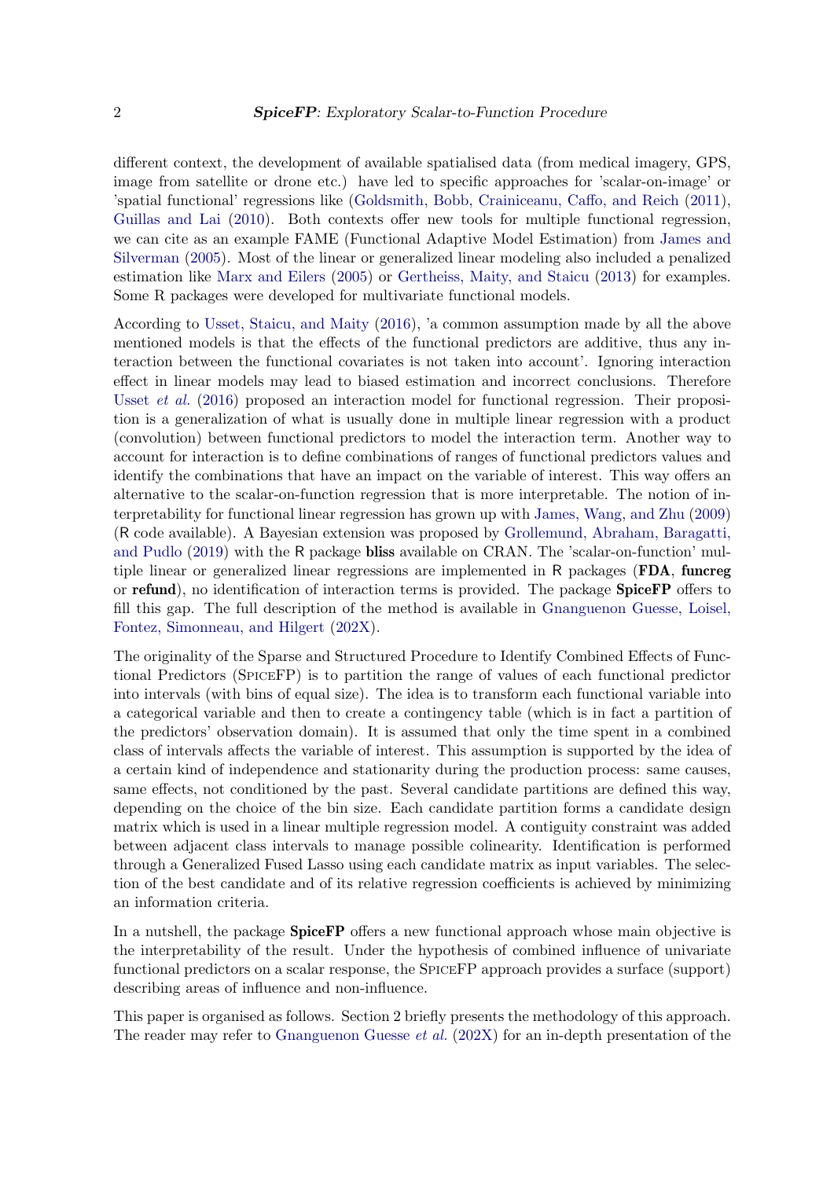different context, the development of available spatialised data (from medical imagery, GPS, image from satellite or drone etc.) have led to specific approaches for 'scalar-on-image' or 'spatial functional' regressions like (Goldsmith, Bobb, Crainiceanu, Caffo, and Reich (2011), Guillas and Lai (2010). Both contexts offer new tools for multiple functional regression, we can cite as an example FAME (Functional Adaptive Model Estimation) from James and Silverman (2005). Most of the linear or generalized linear modeling also included a penalized estimation like Marx and Eilers (2005) or Gertheiss, Maity, and Staicu (2013) for examples. Some R packages were developed for multivariate functional models.

According to Usset, Staicu, and Maity (2016), 'a common assumption made by all the above mentioned models is that the effects of the functional predictors are additive, thus any interaction between the functional covariates is not taken into account'. Ignoring interaction effect in linear models may lead to biased estimation and incorrect conclusions. Therefore Usset *et al.* (2016) proposed an interaction model for functional regression. Their proposition is a generalization of what is usually done in multiple linear regression with a product (convolution) between functional predictors to model the interaction term. Another way to account for interaction is to define combinations of ranges of functional predictors values and identify the combinations that have an impact on the variable of interest. This way offers an alternative to the scalar-on-function regression that is more interpretable. The notion of interpretability for functional linear regression has grown up with James, Wang, and Zhu (2009) (R code available). A Bayesian extension was proposed by Grollemund, Abraham, Baragatti, and Pudlo (2019) with the R package **bliss** available on CRAN. The 'scalar-on-function' multiple linear or generalized linear regressions are implemented in R packages (**FDA**, **funcreg** or **refund**), no identification of interaction terms is provided. The package **SpiceFP** offers to fill this gap. The full description of the method is available in Gnanguenon Guesse, Loisel, Fontez, Simonneau, and Hilgert (202X).

The originality of the Sparse and Structured Procedure to Identify Combined Effects of Functional Predictors (SpiceFP) is to partition the range of values of each functional predictor into intervals (with bins of equal size). The idea is to transform each functional variable into a categorical variable and then to create a contingency table (which is in fact a partition of the predictors' observation domain). It is assumed that only the time spent in a combined class of intervals affects the variable of interest. This assumption is supported by the idea of a certain kind of independence and stationarity during the production process: same causes, same effects, not conditioned by the past. Several candidate partitions are defined this way, depending on the choice of the bin size. Each candidate partition forms a candidate design matrix which is used in a linear multiple regression model. A contiguity constraint was added between adjacent class intervals to manage possible colinearity. Identification is performed through a Generalized Fused Lasso using each candidate matrix as input variables. The selection of the best candidate and of its relative regression coefficients is achieved by minimizing an information criteria.

In a nutshell, the package **SpiceFP** offers a new functional approach whose main objective is the interpretability of the result. Under the hypothesis of combined influence of univariate functional predictors on a scalar response, the SpiceFP approach provides a surface (support) describing areas of influence and non-influence.

This paper is organised as follows. Section 2 briefly presents the methodology of this approach. The reader may refer to Gnanguenon Guesse *et al.* (202X) for an in-depth presentation of the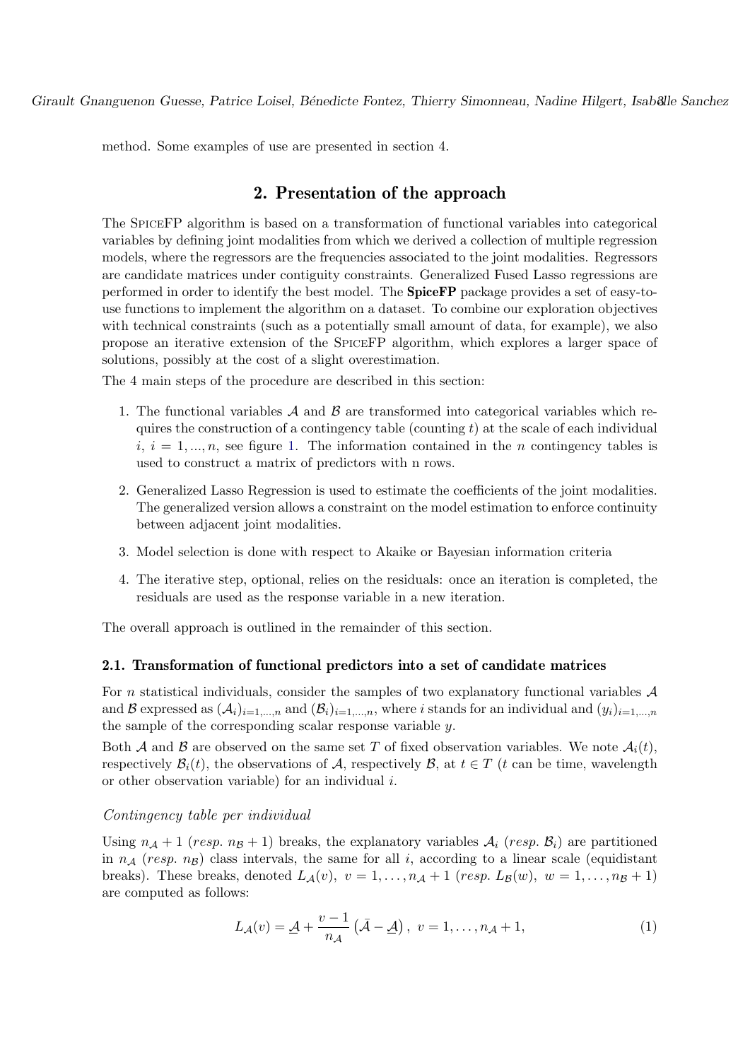method. Some examples of use are presented in section 4.

## 2. Presentation of the approach

The SpiceFP algorithm is based on a transformation of functional variables into categorical variables by defining joint modalities from which we derived a collection of multiple regression models, where the regressors are the frequencies associated to the joint modalities. Regressors are candidate matrices under contiguity constraints. Generalized Fused Lasso regressions are performed in order to identify the best model. The **SpiceFP** package provides a set of easy-to-use functions to implement the algorithm on a dataset. To combine our exploration objectives with technical constraints (such as a potentially small amount of data, for example), we also propose an iterative extension of the SpiceFP algorithm, which explores a larger space of solutions, possibly at the cost of a slight overestimation.

The 4 main steps of the procedure are described in this section:

1. The functional variables $\mathcal{A}$ and $\mathcal{B}$ are transformed into categorical variables which requires the construction of a contingency table (counting $t$) at the scale of each individual $i$, $i = 1, ..., n$, see figure 1. The information contained in the $n$ contingency tables is used to construct a matrix of predictors with n rows.
2. Generalized Lasso Regression is used to estimate the coefficients of the joint modalities. The generalized version allows a constraint on the model estimation to enforce continuity between adjacent joint modalities.
3. Model selection is done with respect to Akaike or Bayesian information criteria
4. The iterative step, optional, relies on the residuals: once an iteration is completed, the residuals are used as the response variable in a new iteration.

The overall approach is outlined in the remainder of this section.

### 2.1. Transformation of functional predictors into a set of candidate matrices

For $n$ statistical individuals, consider the samples of two explanatory functional variables $\mathcal{A}$ and $\mathcal{B}$ expressed as $(\mathcal{A}_i)_{i=1,...,n}$ and $(\mathcal{B}_i)_{i=1,...,n}$, where $i$ stands for an individual and $(y_i)_{i=1,...,n}$ the sample of the corresponding scalar response variable $y$.

Both $\mathcal{A}$ and $\mathcal{B}$ are observed on the same set $T$ of fixed observation variables. We note $\mathcal{A}_i(t)$, respectively $\mathcal{B}_i(t)$, the observations of $\mathcal{A}$, respectively $\mathcal{B}$, at $t \in T$ ($t$ can be time, wavelength or other observation variable) for an individual $i$.

*Contingency table per individual*

Using $n_{\mathcal{A}} + 1$ (*resp.* $n_{\mathcal{B}} + 1$) breaks, the explanatory variables $\mathcal{A}_i$ (*resp.* $\mathcal{B}_i$) are partitioned in $n_{\mathcal{A}}$ (*resp.* $n_{\mathcal{B}}$) class intervals, the same for all $i$, according to a linear scale (equidistant breaks). These breaks, denoted $L_{\mathcal{A}}(v)$, $v = 1, \ldots, n_{\mathcal{A}} + 1$ (*resp.* $L_{\mathcal{B}}(w)$, $w = 1, \ldots, n_{\mathcal{B}} + 1$) are computed as follows:

$$L_{\mathcal{A}}(v) = \underline{\mathcal{A}} + \frac{v-1}{n_{\mathcal{A}}} \left( \bar{\mathcal{A}} - \underline{\mathcal{A}} \right), \; v = 1, \ldots, n_{\mathcal{A}} + 1, \tag{1}$$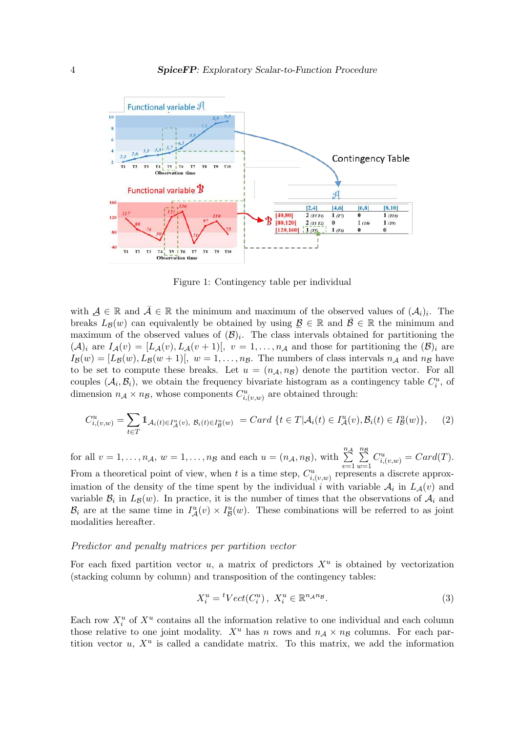Figure 1: Contingency table per individual

with $\underline{\mathcal{A}} \in \mathbb{R}$ and $\bar{\mathcal{A}} \in \mathbb{R}$ the minimum and maximum of the observed values of $(\mathcal{A})_i$. The breaks $L_{\mathcal{B}}(w)$ can equivalently be obtained by using $\underline{\mathcal{B}} \in \mathbb{R}$ and $\bar{\mathcal{B}} \in \mathbb{R}$ the minimum and maximum of the observed values of $(\mathcal{B})_i$. The class intervals obtained for partitioning the $(\mathcal{A})_i$ are $I_{\mathcal{A}}(v) = [L_{\mathcal{A}}(v), L_{\mathcal{A}}(v+1)[$, $v = 1, \ldots, n_{\mathcal{A}}$ and those for partitioning the $(\mathcal{B})_i$ are $I_{\mathcal{B}}(w) = [L_{\mathcal{B}}(w), L_{\mathcal{B}}(w+1)[$, $w = 1, \ldots, n_{\mathcal{B}}$. The numbers of class intervals $n_{\mathcal{A}}$ and $n_{\mathcal{B}}$ have to be set to compute these breaks. Let $u = (n_{\mathcal{A}}, n_{\mathcal{B}})$ denote the partition vector. For all couples $(\mathcal{A}_i, \mathcal{B}_i)$, we obtain the frequency bivariate histogram as a contingency table $C_i^u$, of dimension $n_{\mathcal{A}} \times n_{\mathcal{B}}$, whose components $C_{i,(v,w)}^u$ are obtained through:

$$C_{i,(v,w)}^u = \sum_{t \in T} \mathbb{1}_{\mathcal{A}_i(t) \in I_{\mathcal{A}}^u(v),\ \mathcal{B}_i(t) \in I_{\mathcal{B}}^u(w)} = Card\ \{t \in T | \mathcal{A}_i(t) \in I_{\mathcal{A}}^u(v), \mathcal{B}_i(t) \in I_{\mathcal{B}}^u(w)\}, \tag{2}$$

for all $v = 1, \ldots, n_{\mathcal{A}}$, $w = 1, \ldots, n_{\mathcal{B}}$ and each $u = (n_{\mathcal{A}}, n_{\mathcal{B}})$, with $\sum_{v=1}^{n_{\mathcal{A}}} \sum_{w=1}^{n_{\mathcal{B}}} C_{i,(v,w)}^u = Card(T)$. From a theoretical point of view, when $t$ is a time step, $C_{i,(v,w)}^u$ represents a discrete approximation of the density of the time spent by the individual $i$ with variable $\mathcal{A}_i$ in $L_{\mathcal{A}}(v)$ and variable $\mathcal{B}_i$ in $L_{\mathcal{B}}(w)$. In practice, it is the number of times that the observations of $\mathcal{A}_i$ and $\mathcal{B}_i$ are at the same time in $I_{\mathcal{A}}^u(v) \times I_{\mathcal{B}}^u(w)$. These combinations will be referred to as joint modalities hereafter.

*Predictor and penalty matrices per partition vector*

For each fixed partition vector $u$, a matrix of predictors $X^u$ is obtained by vectorization (stacking column by column) and transposition of the contingency tables:

$$X_i^u = {}^t Vect(C_i^u), \ X_i^u \in \mathbb{R}^{n_{\mathcal{A}} n_{\mathcal{B}}}. \tag{3}$$

Each row $X_i^u$ of $X^u$ contains all the information relative to one individual and each column those relative to one joint modality. $X^u$ has $n$ rows and $n_{\mathcal{A}} \times n_{\mathcal{B}}$ columns. For each partition vector $u$, $X^u$ is called a candidate matrix. To this matrix, we add the information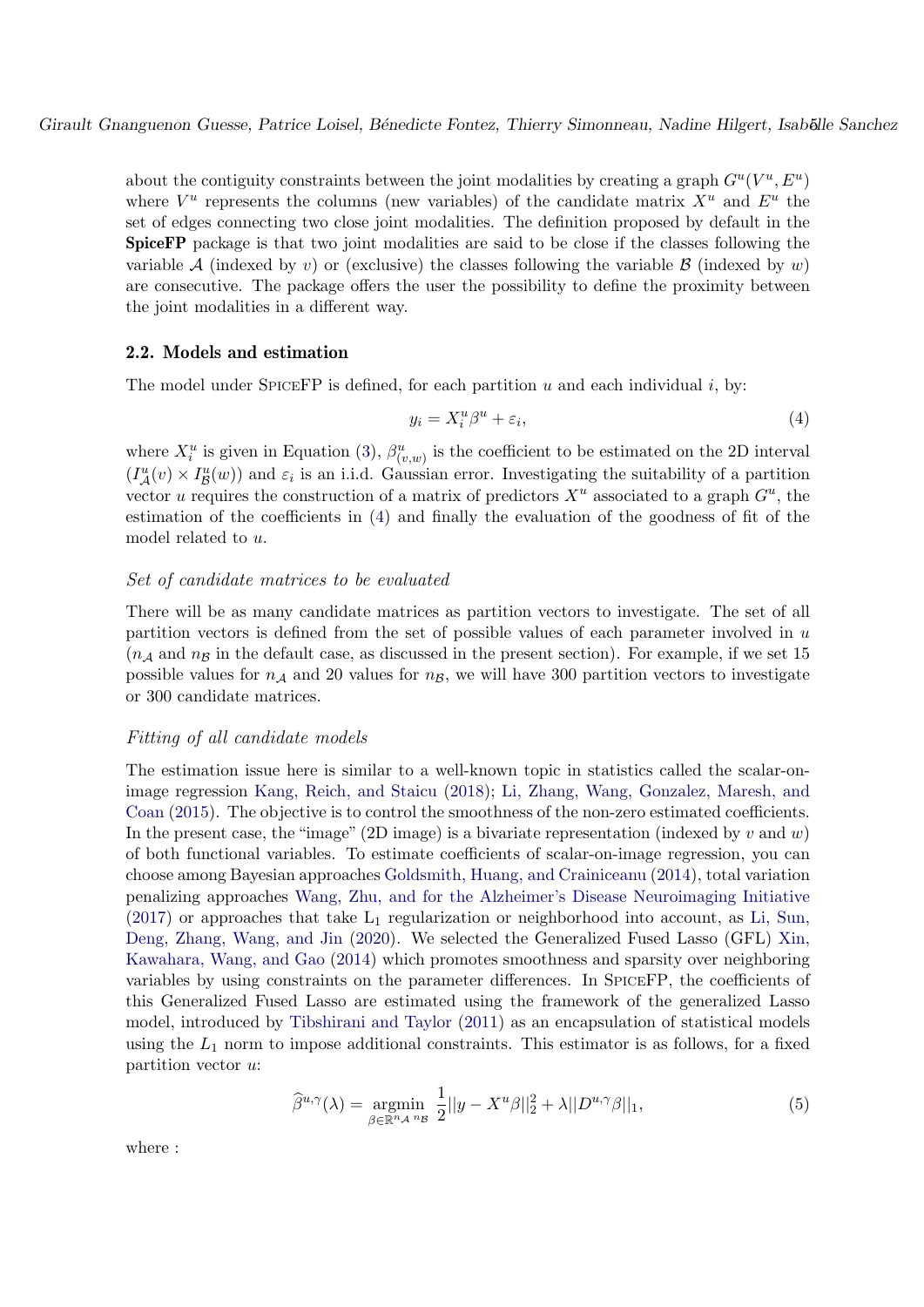about the contiguity constraints between the joint modalities by creating a graph $G^u(V^u, E^u)$ where $V^u$ represents the columns (new variables) of the candidate matrix $X^u$ and $E^u$ the set of edges connecting two close joint modalities. The definition proposed by default in the **SpiceFP** package is that two joint modalities are said to be close if the classes following the variable $\mathcal{A}$ (indexed by $v$) or (exclusive) the classes following the variable $\mathcal{B}$ (indexed by $w$) are consecutive. The package offers the user the possibility to define the proximity between the joint modalities in a different way.

### 2.2. Models and estimation

The model under SpiceFP is defined, for each partition $u$ and each individual $i$, by:

$$y_i = X_i^u \beta^u + \varepsilon_i, \tag{4}$$

where $X_i^u$ is given in Equation (3), $\beta^u_{(v,w)}$ is the coefficient to be estimated on the 2D interval $(I^u_{\mathcal{A}}(v) \times I^u_{\mathcal{B}}(w))$ and $\varepsilon_i$ is an i.i.d. Gaussian error. Investigating the suitability of a partition vector $u$ requires the construction of a matrix of predictors $X^u$ associated to a graph $G^u$, the estimation of the coefficients in (4) and finally the evaluation of the goodness of fit of the model related to $u$.

*Set of candidate matrices to be evaluated*

There will be as many candidate matrices as partition vectors to investigate. The set of all partition vectors is defined from the set of possible values of each parameter involved in $u$ ($n_{\mathcal{A}}$ and $n_{\mathcal{B}}$ in the default case, as discussed in the present section). For example, if we set 15 possible values for $n_{\mathcal{A}}$ and 20 values for $n_{\mathcal{B}}$, we will have 300 partition vectors to investigate or 300 candidate matrices.

*Fitting of all candidate models*

The estimation issue here is similar to a well-known topic in statistics called the scalar-on-image regression Kang, Reich, and Staicu (2018); Li, Zhang, Wang, Gonzalez, Maresh, and Coan (2015). The objective is to control the smoothness of the non-zero estimated coefficients. In the present case, the "image" (2D image) is a bivariate representation (indexed by $v$ and $w$) of both functional variables. To estimate coefficients of scalar-on-image regression, you can choose among Bayesian approaches Goldsmith, Huang, and Crainiceanu (2014), total variation penalizing approaches Wang, Zhu, and for the Alzheimer's Disease Neuroimaging Initiative (2017) or approaches that take $\text{L}_1$ regularization or neighborhood into account, as Li, Sun, Deng, Zhang, Wang, and Jin (2020). We selected the Generalized Fused Lasso (GFL) Xin, Kawahara, Wang, and Gao (2014) which promotes smoothness and sparsity over neighboring variables by using constraints on the parameter differences. In SpiceFP, the coefficients of this Generalized Fused Lasso are estimated using the framework of the generalized Lasso model, introduced by Tibshirani and Taylor (2011) as an encapsulation of statistical models using the $L_1$ norm to impose additional constraints. This estimator is as follows, for a fixed partition vector $u$:

$$\widehat{\beta}^{u,\gamma}(\lambda) = \underset{\beta \in \mathbb{R}^{n_{\mathcal{A}} \, n_{\mathcal{B}}}}{\operatorname{argmin}} \; \frac{1}{2}||y - X^u\beta||_2^2 + \lambda||D^{u,\gamma}\beta||_1, \tag{5}$$

where :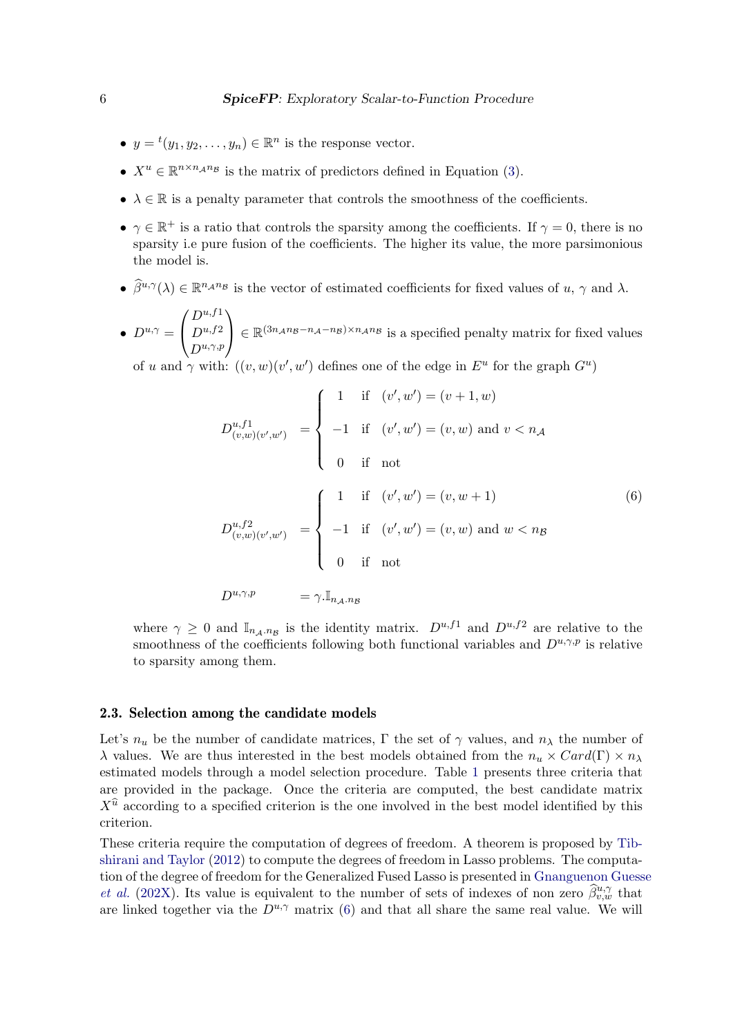- $y = {}^t(y_1, y_2, \ldots, y_n) \in \mathbb{R}^n$ is the response vector.
- $X^u \in \mathbb{R}^{n \times n_{\mathcal{A}} n_{\mathcal{B}}}$ is the matrix of predictors defined in Equation (3).
- $\lambda \in \mathbb{R}$ is a penalty parameter that controls the smoothness of the coefficients.
- $\gamma \in \mathbb{R}^+$ is a ratio that controls the sparsity among the coefficients. If $\gamma = 0$, there is no sparsity i.e pure fusion of the coefficients. The higher its value, the more parsimonious the model is.
- $\widehat{\beta}^{u,\gamma}(\lambda) \in \mathbb{R}^{n_{\mathcal{A}} n_{\mathcal{B}}}$ is the vector of estimated coefficients for fixed values of $u$, $\gamma$ and $\lambda$.
- $D^{u,\gamma} = \begin{pmatrix} D^{u,f1} \\ D^{u,f2} \\ D^{u,\gamma,p} \end{pmatrix} \in \mathbb{R}^{(3n_{\mathcal{A}} n_{\mathcal{B}} - n_{\mathcal{A}} - n_{\mathcal{B}}) \times n_{\mathcal{A}} n_{\mathcal{B}}}$ is a specified penalty matrix for fixed values of $u$ and $\gamma$ with: $((v,w)(v',w')$ defines one of the edge in $E^u$ for the graph $G^u$)

$$
\begin{aligned}
D^{u,f1}_{(v,w)(v',w')} &= \begin{cases} 1 & \text{if} \quad (v',w') = (v+1,w) \\ -1 & \text{if} \quad (v',w') = (v,w) \text{ and } v < n_{\mathcal{A}} \\ 0 & \text{if} \quad \text{not} \end{cases} \\
D^{u,f2}_{(v,w)(v',w')} &= \begin{cases} 1 & \text{if} \quad (v',w') = (v,w+1) \\ -1 & \text{if} \quad (v',w') = (v,w) \text{ and } w < n_{\mathcal{B}} \\ 0 & \text{if} \quad \text{not} \end{cases} \\
D^{u,\gamma,p} &= \gamma . \mathbb{I}_{n_{\mathcal{A}} . n_{\mathcal{B}}}
\end{aligned}
\tag{6}
$$

where $\gamma \geq 0$ and $\mathbb{I}_{n_{\mathcal{A}} . n_{\mathcal{B}}}$ is the identity matrix. $D^{u,f1}$ and $D^{u,f2}$ are relative to the smoothness of the coefficients following both functional variables and $D^{u,\gamma,p}$ is relative to sparsity among them.

### 2.3. Selection among the candidate models

Let's $n_u$ be the number of candidate matrices, $\Gamma$ the set of $\gamma$ values, and $n_\lambda$ the number of $\lambda$ values. We are thus interested in the best models obtained from the $n_u \times Card(\Gamma) \times n_\lambda$ estimated models through a model selection procedure. Table 1 presents three criteria that are provided in the package. Once the criteria are computed, the best candidate matrix $X^{\widehat{u}}$ according to a specified criterion is the one involved in the best model identified by this criterion.

These criteria require the computation of degrees of freedom. A theorem is proposed by Tibshirani and Taylor (2012) to compute the degrees of freedom in Lasso problems. The computation of the degree of freedom for the Generalized Fused Lasso is presented in Gnanguenon Guesse *et al.* (202X). Its value is equivalent to the number of sets of indexes of non zero $\widehat{\beta}^{u,\gamma}_{v,w}$ that are linked together via the $D^{u,\gamma}$ matrix (6) and that all share the same real value. We will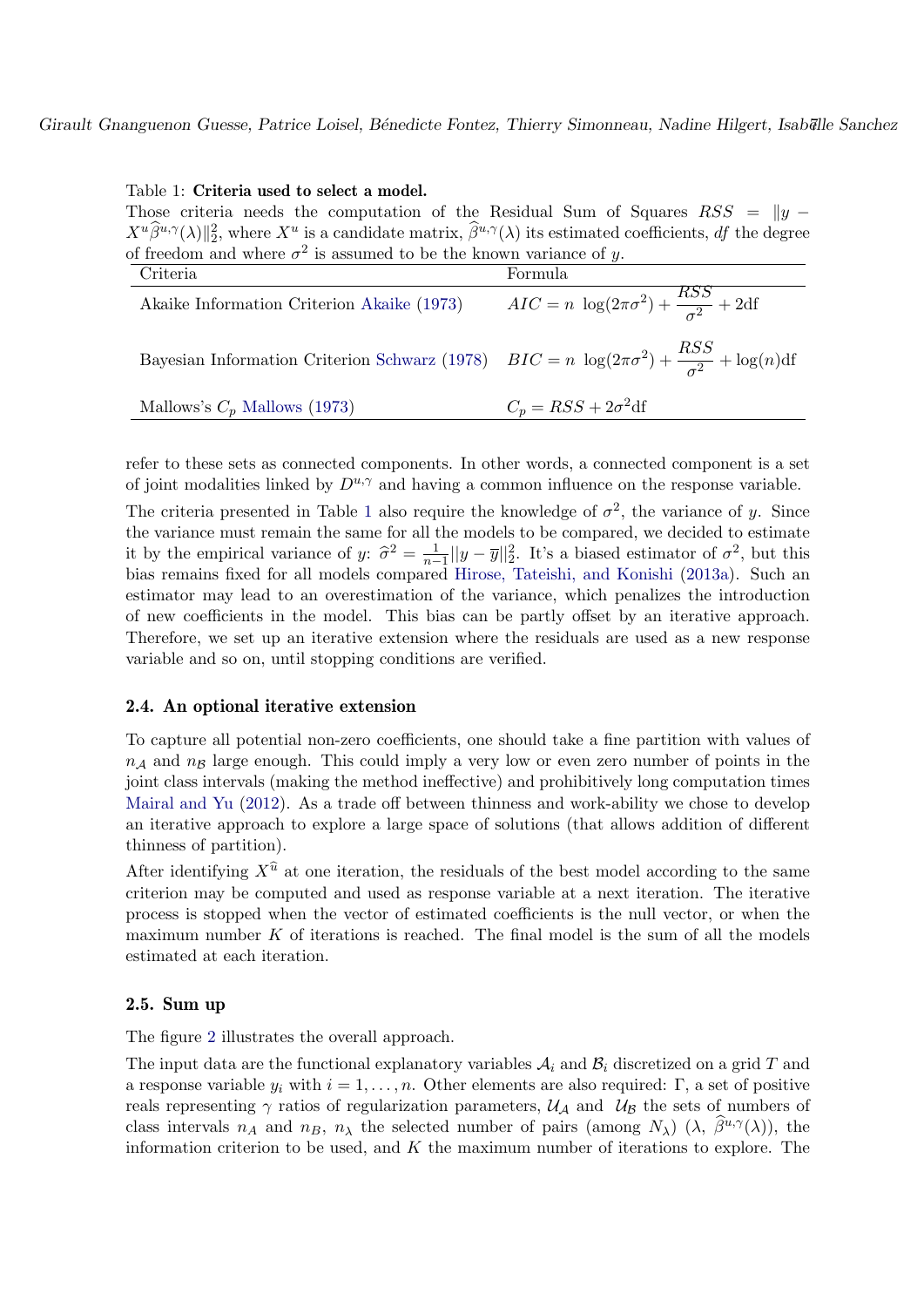Table 1: **Criteria used to select a model.**
Those criteria needs the computation of the Residual Sum of Squares $RSS = \|y - X^u\widehat{\beta}^{u,\gamma}(\lambda)\|_2^2$, where $X^u$ is a candidate matrix, $\widehat{\beta}^{u,\gamma}(\lambda)$ its estimated coefficients, $df$ the degree of freedom and where $\sigma^2$ is assumed to be the known variance of $y$.

| Criteria | Formula |
|---|---|
| Akaike Information Criterion Akaike (1973) | $AIC = n\ \log(2\pi\sigma^2) + \dfrac{RSS}{\sigma^2} + 2\text{df}$ |
| Bayesian Information Criterion Schwarz (1978) | $BIC = n\ \log(2\pi\sigma^2) + \dfrac{RSS}{\sigma^2} + \log(n)\text{df}$ |
| Mallows's $C_p$ Mallows (1973) | $C_p = RSS + 2\sigma^2\text{df}$ |

refer to these sets as connected components. In other words, a connected component is a set of joint modalities linked by $D^{u,\gamma}$ and having a common influence on the response variable.

The criteria presented in Table 1 also require the knowledge of $\sigma^2$, the variance of $y$. Since the variance must remain the same for all the models to be compared, we decided to estimate it by the empirical variance of $y$: $\widehat{\sigma}^2 = \frac{1}{n-1}||y - \overline{y}||_2^2$. It's a biased estimator of $\sigma^2$, but this bias remains fixed for all models compared Hirose, Tateishi, and Konishi (2013a). Such an estimator may lead to an overestimation of the variance, which penalizes the introduction of new coefficients in the model. This bias can be partly offset by an iterative approach. Therefore, we set up an iterative extension where the residuals are used as a new response variable and so on, until stopping conditions are verified.

### 2.4. An optional iterative extension

To capture all potential non-zero coefficients, one should take a fine partition with values of $n_{\mathcal{A}}$ and $n_{\mathcal{B}}$ large enough. This could imply a very low or even zero number of points in the joint class intervals (making the method ineffective) and prohibitively long computation times Mairal and Yu (2012). As a trade off between thinness and work-ability we chose to develop an iterative approach to explore a large space of solutions (that allows addition of different thinness of partition).

After identifying $X^{\widehat{u}}$ at one iteration, the residuals of the best model according to the same criterion may be computed and used as response variable at a next iteration. The iterative process is stopped when the vector of estimated coefficients is the null vector, or when the maximum number $K$ of iterations is reached. The final model is the sum of all the models estimated at each iteration.

### 2.5. Sum up

The figure 2 illustrates the overall approach.

The input data are the functional explanatory variables $\mathcal{A}_i$ and $\mathcal{B}_i$ discretized on a grid $T$ and a response variable $y_i$ with $i = 1, \ldots, n$. Other elements are also required: $\Gamma$, a set of positive reals representing $\gamma$ ratios of regularization parameters, $\mathcal{U}_{\mathcal{A}}$ and $\mathcal{U}_{\mathcal{B}}$ the sets of numbers of class intervals $n_A$ and $n_B$, $n_\lambda$ the selected number of pairs (among $N_\lambda$) ($\lambda$, $\widehat{\beta}^{u,\gamma}(\lambda)$), the information criterion to be used, and $K$ the maximum number of iterations to explore. The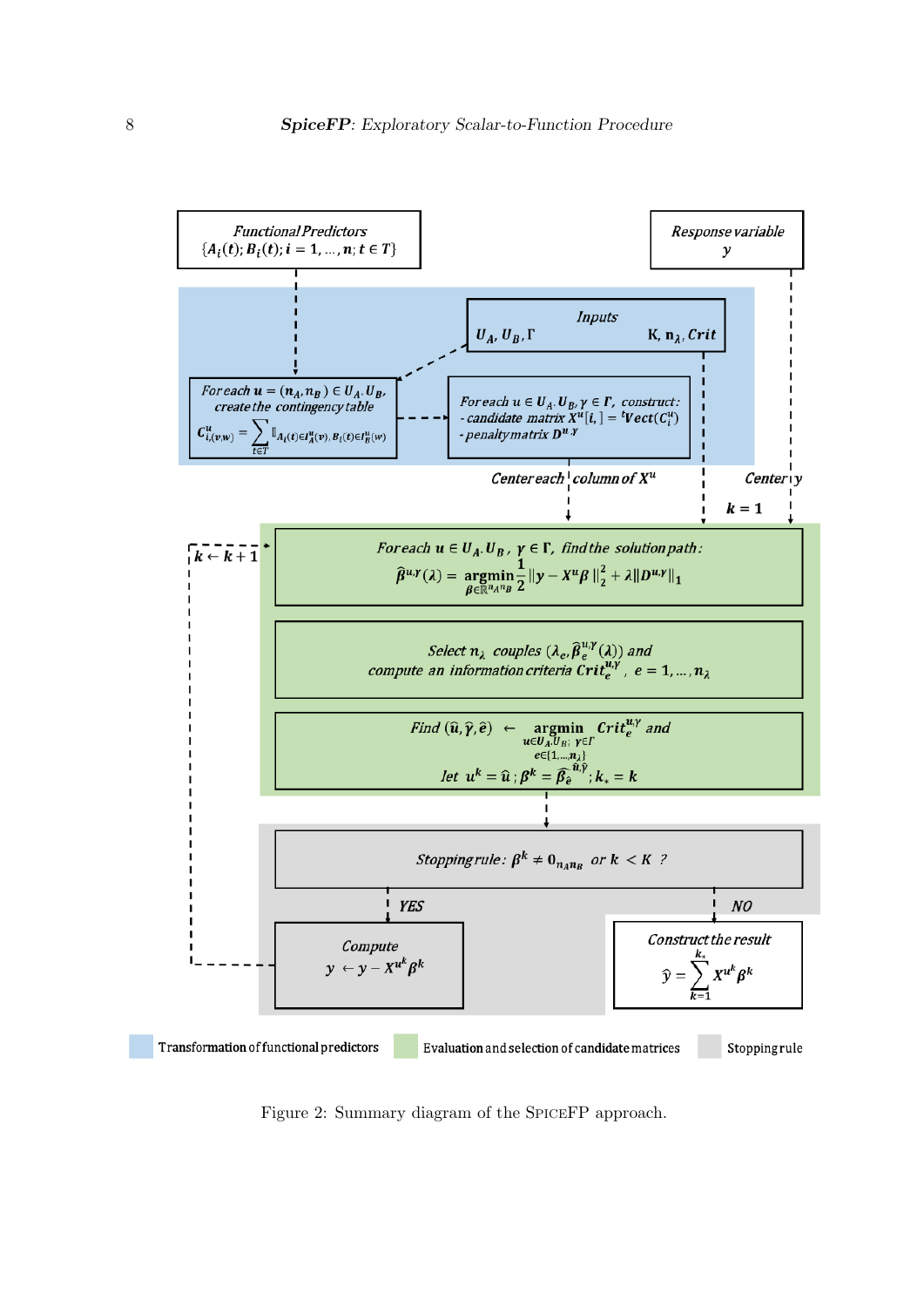Functional Predictors
$\{A_i(t); B_i(t); i = 1, \ldots, n; t \in T\}$

Response variable
$y$

Inputs
$U_A, U_B, \Gamma$ $\quad$ $K, n_\lambda, Crit$

For each $u = (n_A, n_B) \in U_A.U_B$, create the contingency table
$C^u_{i,(v,w)} = \sum_{t \in T} \mathbb{I}_{A_i(t) \in I^u_A(v),\, B_i(t) \in I^u_B(w)}$

For each $u \in U_A.U_B, \gamma \in \Gamma$, construct:
- candidate matrix $X^u[i,] = {}^t Vect(C^u_i)$
- penalty matrix $D^{u,\gamma}$

Center each column of $X^u$

Center $y$

$k = 1$

$k \leftarrow k + 1$

For each $u \in U_A.U_B$, $\gamma \in \Gamma$, find the solution path:
$$\hat{\beta}^{u,\gamma}(\lambda) = \underset{\beta \in \mathbb{R}^{n_A n_B}}{\operatorname{argmin}} \frac{1}{2}\|y - X^u\beta\|_2^2 + \lambda \|D^{u,\gamma}\|_1$$

Select $n_\lambda$ couples $(\lambda_e, \hat{\beta}^{u,\gamma}_e(\lambda))$ and compute an information criteria $Crit^{u,\gamma}_e$, $e = 1, \ldots, n_\lambda$

Find $(\hat{u}, \hat{\gamma}, \hat{e}) \leftarrow \underset{\substack{u \in U_A.U_B;\, \gamma \in \Gamma \\ e \in \{1,\ldots,n_\lambda\}}}{\operatorname{argmin}} Crit^{u,\gamma}_e$ and
let $u^k = \hat{u}$; $\beta^k = \hat{\beta}^{\hat{u},\hat{\gamma}}_{\hat{e}}$; $k_* = k$

Stopping rule: $\beta^k \neq 0_{n_A n_B}$ or $k < K$ ?

YES

Compute
$y \leftarrow y - X^{u^k}\beta^k$

NO

Construct the result
$$\hat{y} = \sum_{k=1}^{k_*} X^{u^k}\beta^k$$

Transformation of functional predictors $\quad$ Evaluation and selection of candidate matrices $\quad$ Stopping rule

Figure 2: Summary diagram of the SpiceFP approach.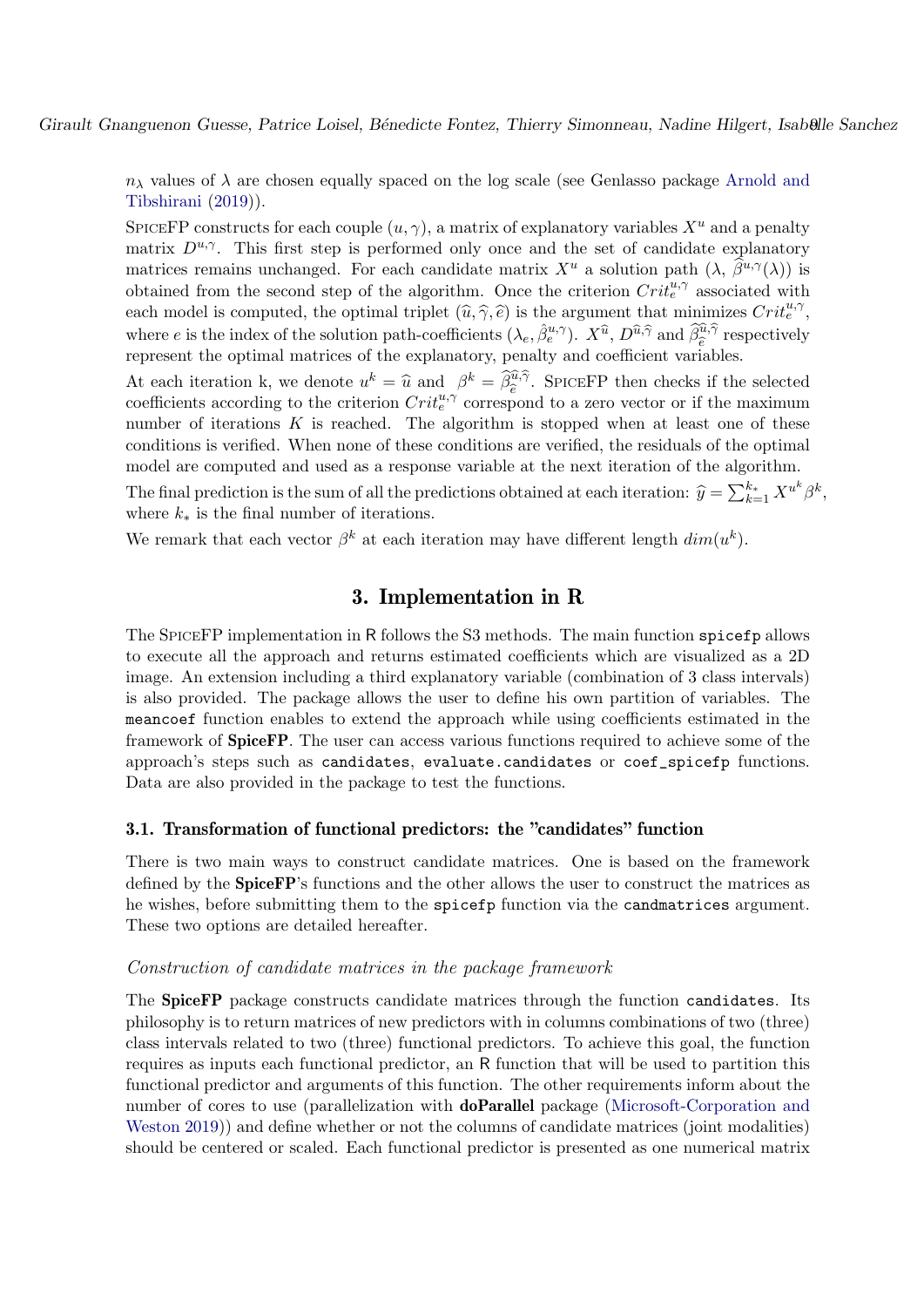$n_\lambda$ values of $\lambda$ are chosen equally spaced on the log scale (see Genlasso package Arnold and Tibshirani (2019)).

SpiceFP constructs for each couple $(u, \gamma)$, a matrix of explanatory variables $X^u$ and a penalty matrix $D^{u,\gamma}$. This first step is performed only once and the set of candidate explanatory matrices remains unchanged. For each candidate matrix $X^u$ a solution path $(\lambda, \widehat{\beta}^{u,\gamma}(\lambda))$ is obtained from the second step of the algorithm. Once the criterion $Crit_e^{u,\gamma}$ associated with each model is computed, the optimal triplet $(\widehat{u}, \widehat{\gamma}, \widehat{e})$ is the argument that minimizes $Crit_e^{u,\gamma}$, where $e$ is the index of the solution path-coefficients $(\lambda_e, \hat{\beta}_e^{u,\gamma})$. $X^{\widehat{u}}$, $D^{\widehat{u},\widehat{\gamma}}$ and $\widehat{\beta}_{\widehat{e}}^{\widehat{u},\widehat{\gamma}}$ respectively represent the optimal matrices of the explanatory, penalty and coefficient variables.

At each iteration k, we denote $u^k = \widehat{u}$ and $\beta^k = \widehat{\beta}_{\widehat{e}}^{\widehat{u},\widehat{\gamma}}$. SpiceFP then checks if the selected coefficients according to the criterion $Crit_e^{u,\gamma}$ correspond to a zero vector or if the maximum number of iterations $K$ is reached. The algorithm is stopped when at least one of these conditions is verified. When none of these conditions are verified, the residuals of the optimal model are computed and used as a response variable at the next iteration of the algorithm.

The final prediction is the sum of all the predictions obtained at each iteration: $\widehat{y} = \sum_{k=1}^{k_*} X^{u^k}\beta^k$, where $k_*$ is the final number of iterations.

We remark that each vector $\beta^k$ at each iteration may have different length $dim(u^k)$.

## 3. Implementation in R

The SpiceFP implementation in R follows the S3 methods. The main function `spicefp` allows to execute all the approach and returns estimated coefficients which are visualized as a 2D image. An extension including a third explanatory variable (combination of 3 class intervals) is also provided. The package allows the user to define his own partition of variables. The `meancoef` function enables to extend the approach while using coefficients estimated in the framework of **SpiceFP**. The user can access various functions required to achieve some of the approach's steps such as `candidates`, `evaluate.candidates` or `coef_spicefp` functions. Data are also provided in the package to test the functions.

### 3.1. Transformation of functional predictors: the "candidates" function

There is two main ways to construct candidate matrices. One is based on the framework defined by the **SpiceFP**'s functions and the other allows the user to construct the matrices as he wishes, before submitting them to the `spicefp` function via the `candmatrices` argument. These two options are detailed hereafter.

*Construction of candidate matrices in the package framework*

The **SpiceFP** package constructs candidate matrices through the function `candidates`. Its philosophy is to return matrices of new predictors with in columns combinations of two (three) class intervals related to two (three) functional predictors. To achieve this goal, the function requires as inputs each functional predictor, an R function that will be used to partition this functional predictor and arguments of this function. The other requirements inform about the number of cores to use (parallelization with **doParallel** package (Microsoft-Corporation and Weston 2019)) and define whether or not the columns of candidate matrices (joint modalities) should be centered or scaled. Each functional predictor is presented as one numerical matrix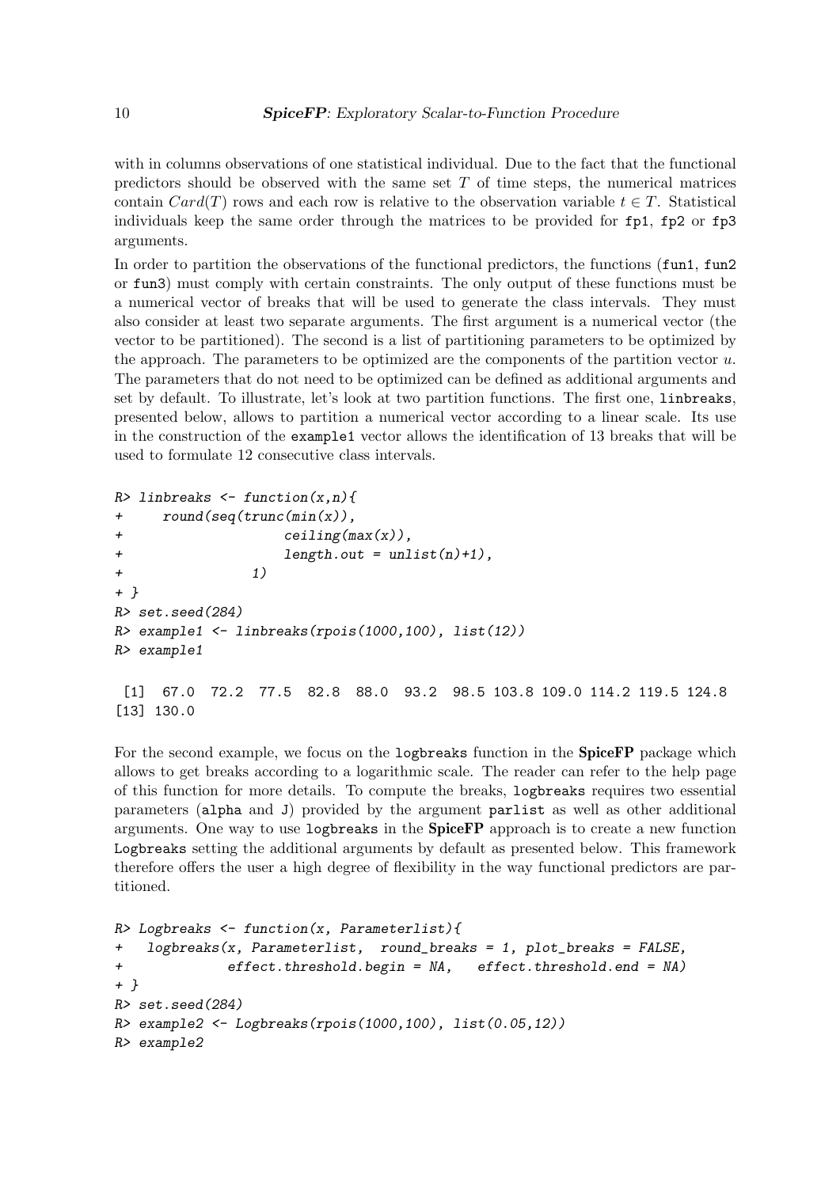with in columns observations of one statistical individual. Due to the fact that the functional predictors should be observed with the same set $T$ of time steps, the numerical matrices contain $Card(T)$ rows and each row is relative to the observation variable $t \in T$. Statistical individuals keep the same order through the matrices to be provided for `fp1`, `fp2` or `fp3` arguments.

In order to partition the observations of the functional predictors, the functions (`fun1`, `fun2` or `fun3`) must comply with certain constraints. The only output of these functions must be a numerical vector of breaks that will be used to generate the class intervals. They must also consider at least two separate arguments. The first argument is a numerical vector (the vector to be partitioned). The second is a list of partitioning parameters to be optimized by the approach. The parameters to be optimized are the components of the partition vector $u$. The parameters that do not need to be optimized can be defined as additional arguments and set by default. To illustrate, let's look at two partition functions. The first one, `linbreaks`, presented below, allows to partition a numerical vector according to a linear scale. Its use in the construction of the `example1` vector allows the identification of 13 breaks that will be used to formulate 12 consecutive class intervals.

```
R> linbreaks <- function(x,n){
+     round(seq(trunc(min(x)),
+                  ceiling(max(x)),
+                  length.out = unlist(n)+1),
+              1)
+ }
R> set.seed(284)
R> example1 <- linbreaks(rpois(1000,100), list(12))
R> example1

 [1]  67.0  72.2  77.5  82.8  88.0  93.2  98.5 103.8 109.0 114.2 119.5 124.8
[13] 130.0
```

For the second example, we focus on the `logbreaks` function in the **SpiceFP** package which allows to get breaks according to a logarithmic scale. The reader can refer to the help page of this function for more details. To compute the breaks, `logbreaks` requires two essential parameters (`alpha` and `J`) provided by the argument `parlist` as well as other additional arguments. One way to use `logbreaks` in the **SpiceFP** approach is to create a new function `Logbreaks` setting the additional arguments by default as presented below. This framework therefore offers the user a high degree of flexibility in the way functional predictors are partitioned.

```
R> Logbreaks <- function(x, Parameterlist){
+   logbreaks(x, Parameterlist,  round_breaks = 1, plot_breaks = FALSE,
+             effect.threshold.begin = NA,   effect.threshold.end = NA)
+ }
R> set.seed(284)
R> example2 <- Logbreaks(rpois(1000,100), list(0.05,12))
R> example2
```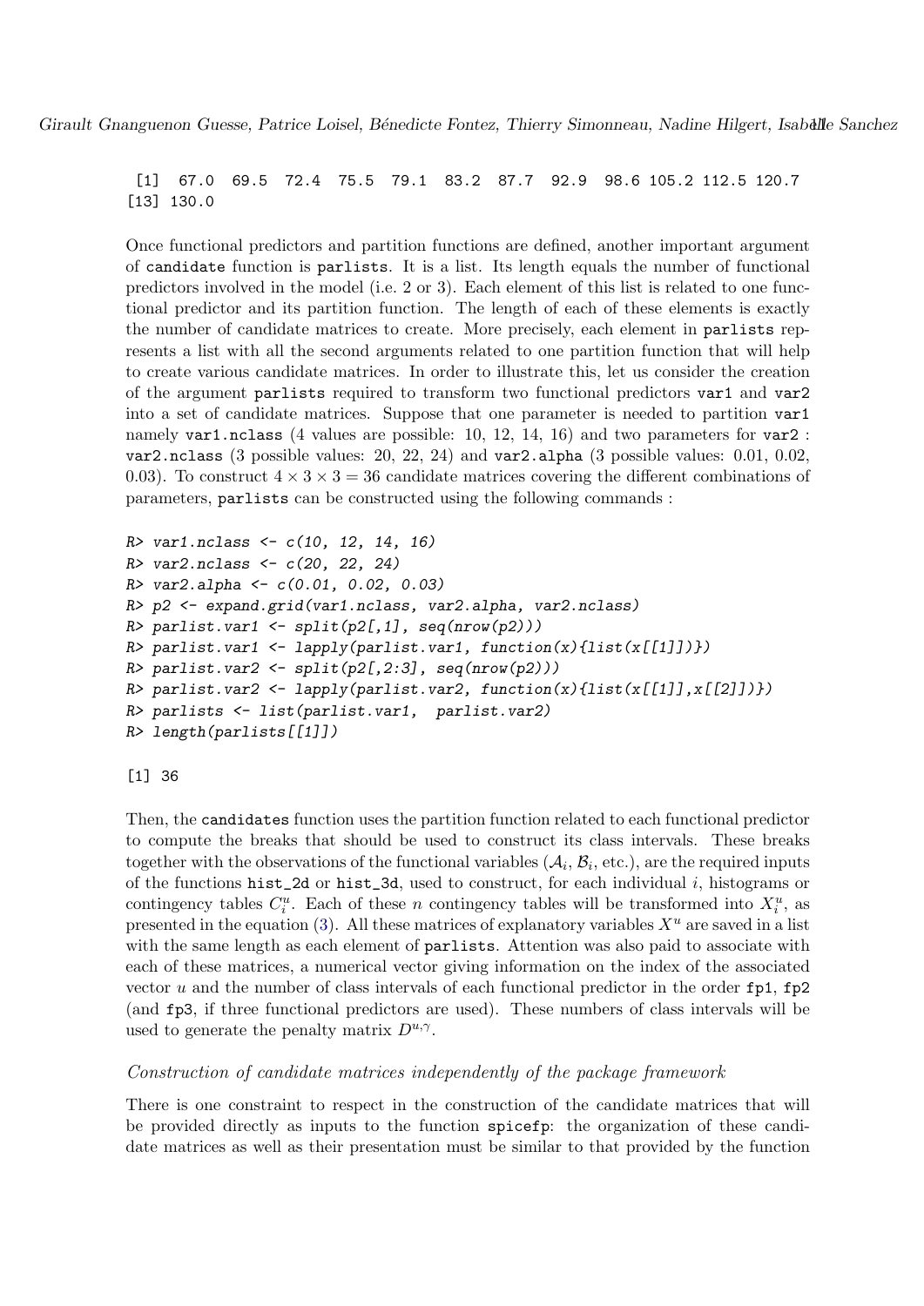```
 [1]  67.0  69.5  72.4  75.5  79.1  83.2  87.7  92.9  98.6 105.2 112.5 120.7
[13] 130.0
```

Once functional predictors and partition functions are defined, another important argument of `candidate` function is `parlists`. It is a list. Its length equals the number of functional predictors involved in the model (i.e. 2 or 3). Each element of this list is related to one functional predictor and its partition function. The length of each of these elements is exactly the number of candidate matrices to create. More precisely, each element in `parlists` represents a list with all the second arguments related to one partition function that will help to create various candidate matrices. In order to illustrate this, let us consider the creation of the argument `parlists` required to transform two functional predictors `var1` and `var2` into a set of candidate matrices. Suppose that one parameter is needed to partition `var1` namely `var1.nclass` (4 values are possible: 10, 12, 14, 16) and two parameters for `var2` : `var2.nclass` (3 possible values: 20, 22, 24) and `var2.alpha` (3 possible values: 0.01, 0.02, 0.03). To construct $4 \times 3 \times 3 = 36$ candidate matrices covering the different combinations of parameters, `parlists` can be constructed using the following commands :

```
R> var1.nclass <- c(10, 12, 14, 16)
R> var2.nclass <- c(20, 22, 24)
R> var2.alpha <- c(0.01, 0.02, 0.03)
R> p2 <- expand.grid(var1.nclass, var2.alpha, var2.nclass)
R> parlist.var1 <- split(p2[,1], seq(nrow(p2)))
R> parlist.var1 <- lapply(parlist.var1, function(x){list(x[[1]])})
R> parlist.var2 <- split(p2[,2:3], seq(nrow(p2)))
R> parlist.var2 <- lapply(parlist.var2, function(x){list(x[[1]],x[[2]])})
R> parlists <- list(parlist.var1,  parlist.var2)
R> length(parlists[[1]])
```

```
[1] 36
```

Then, the `candidates` function uses the partition function related to each functional predictor to compute the breaks that should be used to construct its class intervals. These breaks together with the observations of the functional variables ($\mathcal{A}_i$, $\mathcal{B}_i$, etc.), are the required inputs of the functions `hist_2d` or `hist_3d`, used to construct, for each individual $i$, histograms or contingency tables $C_i^u$. Each of these $n$ contingency tables will be transformed into $X_i^u$, as presented in the equation (3). All these matrices of explanatory variables $X^u$ are saved in a list with the same length as each element of `parlists`. Attention was also paid to associate with each of these matrices, a numerical vector giving information on the index of the associated vector $u$ and the number of class intervals of each functional predictor in the order `fp1`, `fp2` (and `fp3`, if three functional predictors are used). These numbers of class intervals will be used to generate the penalty matrix $D^{u,\gamma}$.

*Construction of candidate matrices independently of the package framework*

There is one constraint to respect in the construction of the candidate matrices that will be provided directly as inputs to the function `spicefp`: the organization of these candidate matrices as well as their presentation must be similar to that provided by the function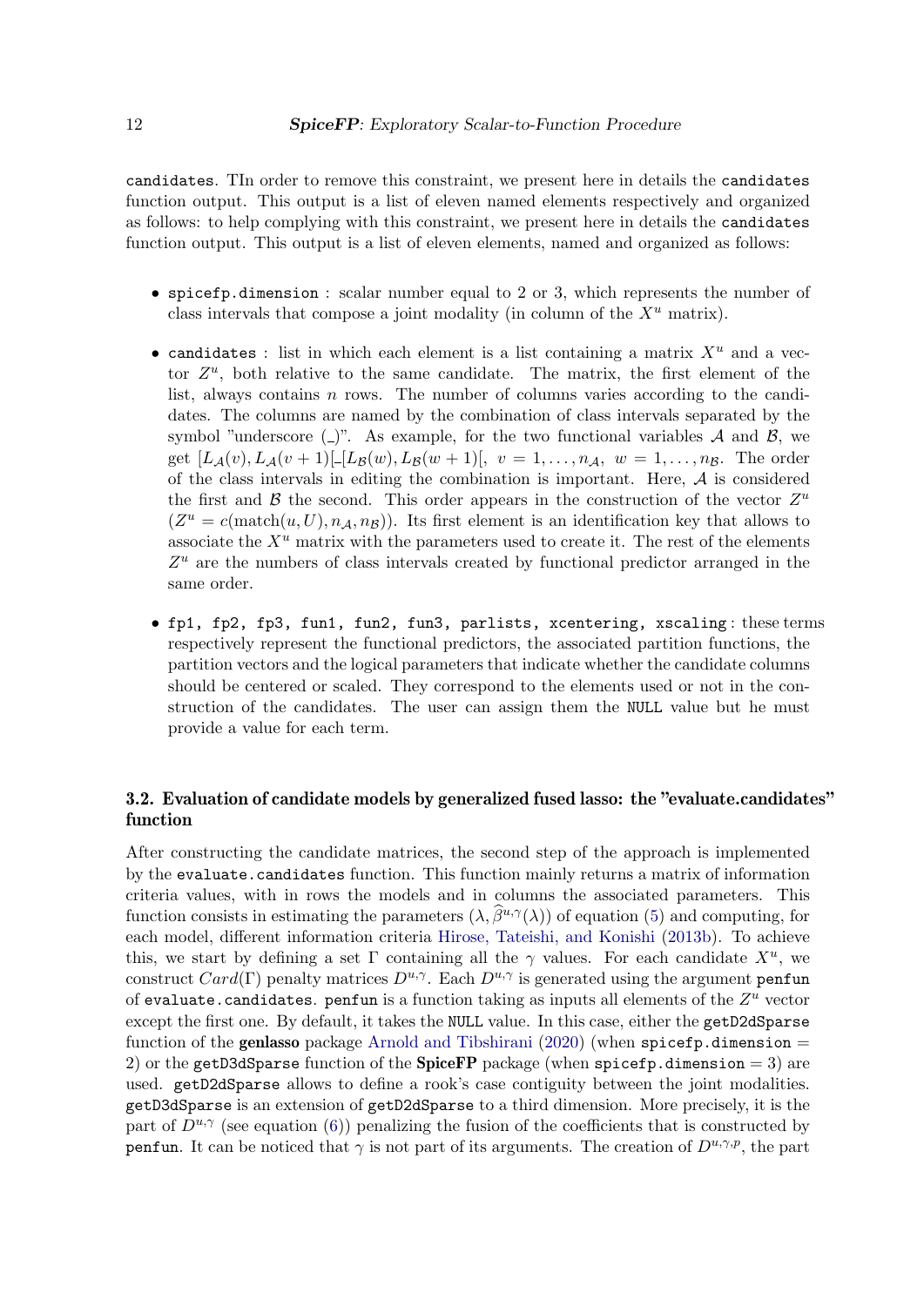candidates. TIn order to remove this constraint, we present here in details the candidates function output. This output is a list of eleven named elements respectively and organized as follows: to help complying with this constraint, we present here in details the candidates function output. This output is a list of eleven elements, named and organized as follows:

- spicefp.dimension : scalar number equal to 2 or 3, which represents the number of class intervals that compose a joint modality (in column of the $X^u$ matrix).
- candidates : list in which each element is a list containing a matrix $X^u$ and a vector $Z^u$, both relative to the same candidate. The matrix, the first element of the list, always contains $n$ rows. The number of columns varies according to the candidates. The columns are named by the combination of class intervals separated by the symbol "underscore (_)". As example, for the two functional variables $\mathcal{A}$ and $\mathcal{B}$, we get $[L_{\mathcal{A}}(v), L_{\mathcal{A}}(v+1)[\_[L_{\mathcal{B}}(w), L_{\mathcal{B}}(w+1)[,\ v = 1, \ldots, n_{\mathcal{A}},\ w = 1, \ldots, n_{\mathcal{B}}$. The order of the class intervals in editing the combination is important. Here, $\mathcal{A}$ is considered the first and $\mathcal{B}$ the second. This order appears in the construction of the vector $Z^u$ ($Z^u = c(\text{match}(u, U), n_{\mathcal{A}}, n_{\mathcal{B}})$). Its first element is an identification key that allows to associate the $X^u$ matrix with the parameters used to create it. The rest of the elements $Z^u$ are the numbers of class intervals created by functional predictor arranged in the same order.
- fp1, fp2, fp3, fun1, fun2, fun3, parlists, xcentering, xscaling : these terms respectively represent the functional predictors, the associated partition functions, the partition vectors and the logical parameters that indicate whether the candidate columns should be centered or scaled. They correspond to the elements used or not in the construction of the candidates. The user can assign them the NULL value but he must provide a value for each term.

### 3.2. Evaluation of candidate models by generalized fused lasso: the "evaluate.candidates" function

After constructing the candidate matrices, the second step of the approach is implemented by the evaluate.candidates function. This function mainly returns a matrix of information criteria values, with in rows the models and in columns the associated parameters. This function consists in estimating the parameters $(\lambda, \widehat{\beta}^{u,\gamma}(\lambda))$ of equation (5) and computing, for each model, different information criteria Hirose, Tateishi, and Konishi (2013b). To achieve this, we start by defining a set $\Gamma$ containing all the $\gamma$ values. For each candidate $X^u$, we construct $Card(\Gamma)$ penalty matrices $D^{u,\gamma}$. Each $D^{u,\gamma}$ is generated using the argument penfun of evaluate.candidates. penfun is a function taking as inputs all elements of the $Z^u$ vector except the first one. By default, it takes the NULL value. In this case, either the getD2dSparse function of the **genlasso** package Arnold and Tibshirani (2020) (when spicefp.dimension = 2) or the getD3dSparse function of the **SpiceFP** package (when spicefp.dimension = 3) are used. getD2dSparse allows to define a rook's case contiguity between the joint modalities. getD3dSparse is an extension of getD2dSparse to a third dimension. More precisely, it is the part of $D^{u,\gamma}$ (see equation (6)) penalizing the fusion of the coefficients that is constructed by penfun. It can be noticed that $\gamma$ is not part of its arguments. The creation of $D^{u,\gamma,p}$, the part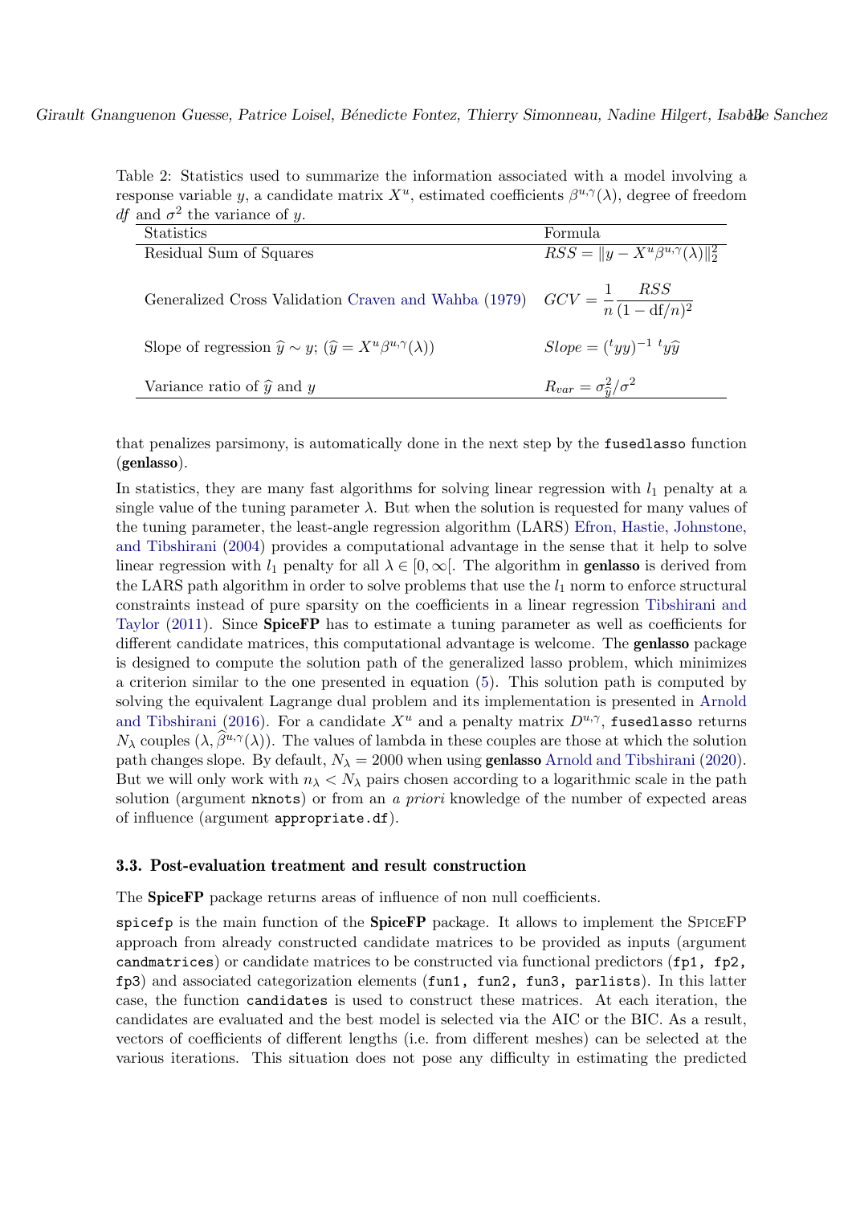Table 2: Statistics used to summarize the information associated with a model involving a response variable $y$, a candidate matrix $X^u$, estimated coefficients $\beta^{u,\gamma}(\lambda)$, degree of freedom $df$ and $\sigma^2$ the variance of $y$.

| Statistics | Formula |
|---|---|
| Residual Sum of Squares | $RSS = \|y - X^u\beta^{u,\gamma}(\lambda)\|_2^2$ |
| Generalized Cross Validation Craven and Wahba (1979) | $GCV = \dfrac{1}{n}\dfrac{RSS}{(1-\mathrm{df}/n)^2}$ |
| Slope of regression $\widehat{y} \sim y$; $(\widehat{y} = X^u\beta^{u,\gamma}(\lambda))$ | $Slope = ({}^t yy)^{-1}\ {}^t y\widehat{y}$ |
| Variance ratio of $\widehat{y}$ and $y$ | $R_{var} = \sigma^2_{\widehat{y}}/\sigma^2$ |

that penalizes parsimony, is automatically done in the next step by the `fusedlasso` function (**genlasso**).

In statistics, they are many fast algorithms for solving linear regression with $l_1$ penalty at a single value of the tuning parameter $\lambda$. But when the solution is requested for many values of the tuning parameter, the least-angle regression algorithm (LARS) Efron, Hastie, Johnstone, and Tibshirani (2004) provides a computational advantage in the sense that it help to solve linear regression with $l_1$ penalty for all $\lambda \in [0, \infty[$. The algorithm in **genlasso** is derived from the LARS path algorithm in order to solve problems that use the $l_1$ norm to enforce structural constraints instead of pure sparsity on the coefficients in a linear regression Tibshirani and Taylor (2011). Since **SpiceFP** has to estimate a tuning parameter as well as coefficients for different candidate matrices, this computational advantage is welcome. The **genlasso** package is designed to compute the solution path of the generalized lasso problem, which minimizes a criterion similar to the one presented in equation (5). This solution path is computed by solving the equivalent Lagrange dual problem and its implementation is presented in Arnold and Tibshirani (2016). For a candidate $X^u$ and a penalty matrix $D^{u,\gamma}$, `fusedlasso` returns $N_\lambda$ couples $(\lambda, \widehat{\beta}^{u,\gamma}(\lambda))$. The values of lambda in these couples are those at which the solution path changes slope. By default, $N_\lambda = 2000$ when using **genlasso** Arnold and Tibshirani (2020). But we will only work with $n_\lambda < N_\lambda$ pairs chosen according to a logarithmic scale in the path solution (argument `nknots`) or from an *a priori* knowledge of the number of expected areas of influence (argument `appropriate.df`).

### 3.3. Post-evaluation treatment and result construction

The **SpiceFP** package returns areas of influence of non null coefficients.

`spicefp` is the main function of the **SpiceFP** package. It allows to implement the SpiceFP approach from already constructed candidate matrices to be provided as inputs (argument `candmatrices`) or candidate matrices to be constructed via functional predictors (`fp1, fp2, fp3`) and associated categorization elements (`fun1, fun2, fun3, parlists`). In this latter case, the function `candidates` is used to construct these matrices. At each iteration, the candidates are evaluated and the best model is selected via the AIC or the BIC. As a result, vectors of coefficients of different lengths (i.e. from different meshes) can be selected at the various iterations. This situation does not pose any difficulty in estimating the predicted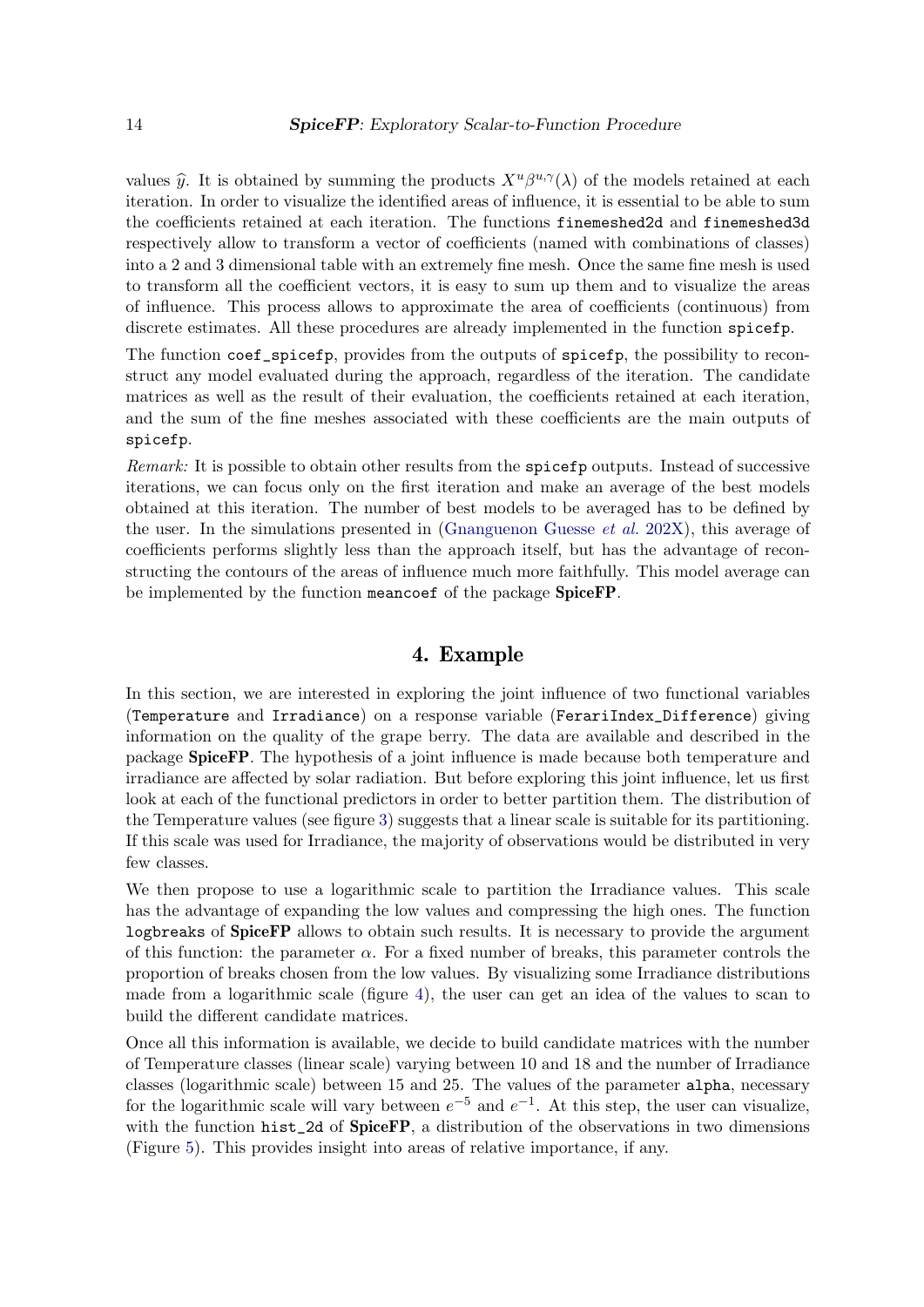values $\widehat{y}$. It is obtained by summing the products $X^u \beta^{u,\gamma}(\lambda)$ of the models retained at each iteration. In order to visualize the identified areas of influence, it is essential to be able to sum the coefficients retained at each iteration. The functions `finemeshed2d` and `finemeshed3d` respectively allow to transform a vector of coefficients (named with combinations of classes) into a 2 and 3 dimensional table with an extremely fine mesh. Once the same fine mesh is used to transform all the coefficient vectors, it is easy to sum up them and to visualize the areas of influence. This process allows to approximate the area of coefficients (continuous) from discrete estimates. All these procedures are already implemented in the function `spicefp`.

The function `coef_spicefp`, provides from the outputs of `spicefp`, the possibility to reconstruct any model evaluated during the approach, regardless of the iteration. The candidate matrices as well as the result of their evaluation, the coefficients retained at each iteration, and the sum of the fine meshes associated with these coefficients are the main outputs of `spicefp`.

*Remark:* It is possible to obtain other results from the `spicefp` outputs. Instead of successive iterations, we can focus only on the first iteration and make an average of the best models obtained at this iteration. The number of best models to be averaged has to be defined by the user. In the simulations presented in (Gnanguenon Guesse *et al.* 202X), this average of coefficients performs slightly less than the approach itself, but has the advantage of reconstructing the contours of the areas of influence much more faithfully. This model average can be implemented by the function `meancoef` of the package **SpiceFP**.

# 4. Example

In this section, we are interested in exploring the joint influence of two functional variables (`Temperature` and `Irradiance`) on a response variable (`FerariIndex_Difference`) giving information on the quality of the grape berry. The data are available and described in the package **SpiceFP**. The hypothesis of a joint influence is made because both temperature and irradiance are affected by solar radiation. But before exploring this joint influence, let us first look at each of the functional predictors in order to better partition them. The distribution of the Temperature values (see figure 3) suggests that a linear scale is suitable for its partitioning. If this scale was used for Irradiance, the majority of observations would be distributed in very few classes.

We then propose to use a logarithmic scale to partition the Irradiance values. This scale has the advantage of expanding the low values and compressing the high ones. The function `logbreaks` of **SpiceFP** allows to obtain such results. It is necessary to provide the argument of this function: the parameter $\alpha$. For a fixed number of breaks, this parameter controls the proportion of breaks chosen from the low values. By visualizing some Irradiance distributions made from a logarithmic scale (figure 4), the user can get an idea of the values to scan to build the different candidate matrices.

Once all this information is available, we decide to build candidate matrices with the number of Temperature classes (linear scale) varying between 10 and 18 and the number of Irradiance classes (logarithmic scale) between 15 and 25. The values of the parameter `alpha`, necessary for the logarithmic scale will vary between $e^{-5}$ and $e^{-1}$. At this step, the user can visualize, with the function `hist_2d` of **SpiceFP**, a distribution of the observations in two dimensions (Figure 5). This provides insight into areas of relative importance, if any.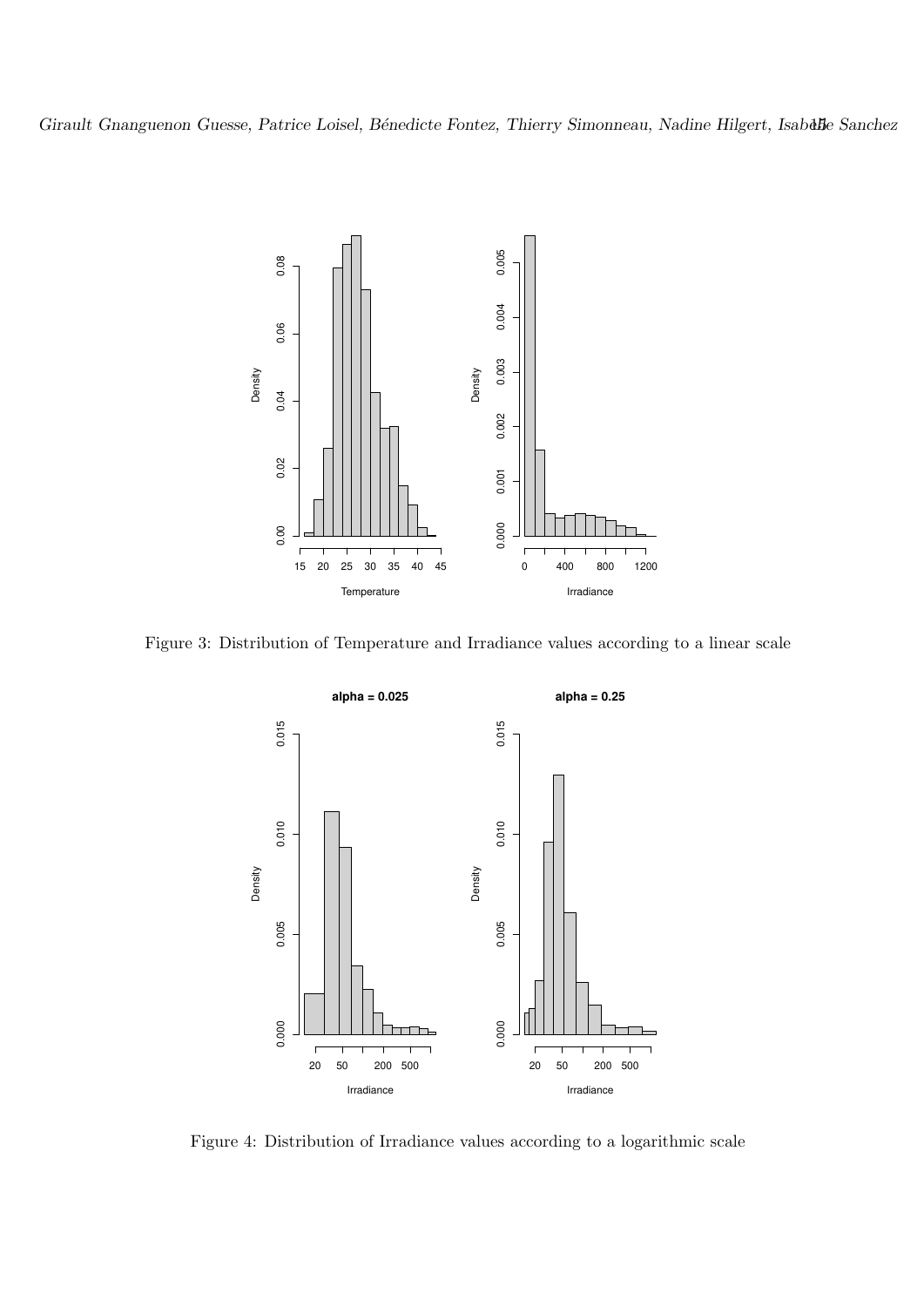Figure 3: Distribution of Temperature and Irradiance values according to a linear scale

Figure 4: Distribution of Irradiance values according to a logarithmic scale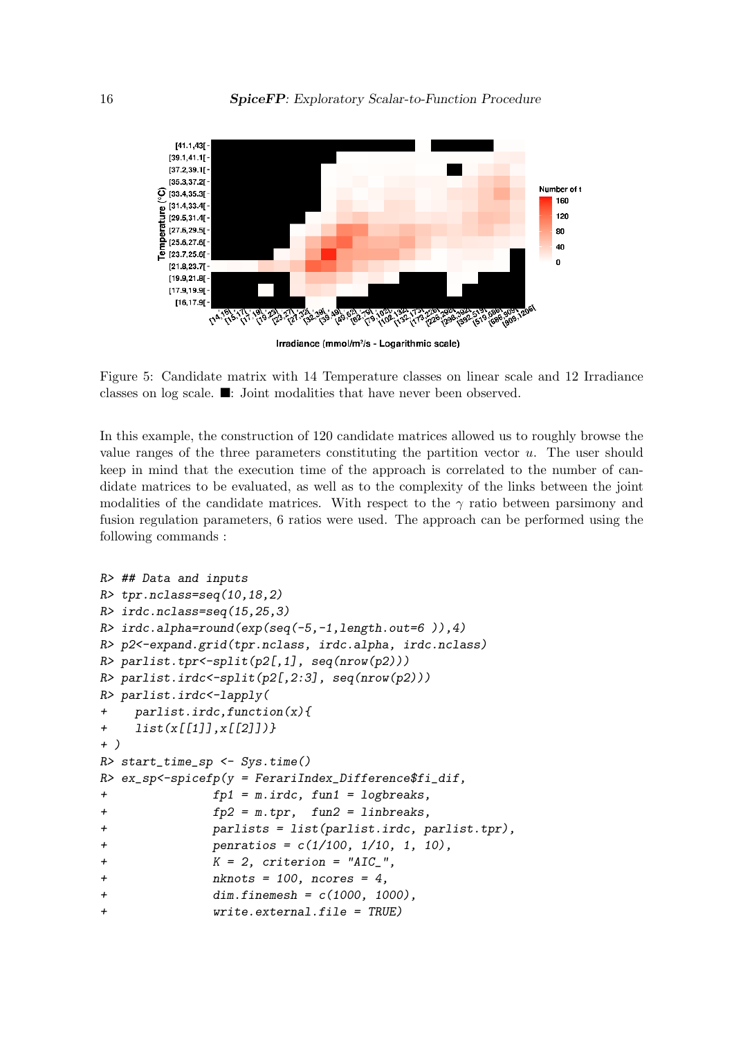Figure 5: Candidate matrix with 14 Temperature classes on linear scale and 12 Irradiance classes on log scale. ■: Joint modalities that have never been observed.

In this example, the construction of 120 candidate matrices allowed us to roughly browse the value ranges of the three parameters constituting the partition vector $u$. The user should keep in mind that the execution time of the approach is correlated to the number of candidate matrices to be evaluated, as well as to the complexity of the links between the joint modalities of the candidate matrices. With respect to the $\gamma$ ratio between parsimony and fusion regulation parameters, 6 ratios were used. The approach can be performed using the following commands :

```
R> ## Data and inputs
R> tpr.nclass=seq(10,18,2)
R> irdc.nclass=seq(15,25,3)
R> irdc.alpha=round(exp(seq(-5,-1,length.out=6 )),4)
R> p2<-expand.grid(tpr.nclass, irdc.alpha, irdc.nclass)
R> parlist.tpr<-split(p2[,1], seq(nrow(p2)))
R> parlist.irdc<-split(p2[,2:3], seq(nrow(p2)))
R> parlist.irdc<-lapply(
+    parlist.irdc,function(x){
+    list(x[[1]],x[[2]])}
+ )
R> start_time_sp <- Sys.time()
R> ex_sp<-spicefp(y = FerariIndex_Difference$fi_dif,
+               fp1 = m.irdc, fun1 = logbreaks,
+               fp2 = m.tpr,  fun2 = linbreaks,
+               parlists = list(parlist.irdc, parlist.tpr),
+               penratios = c(1/100, 1/10, 1, 10),
+               K = 2, criterion = "AIC_",
+               nknots = 100, ncores = 4,
+               dim.finemesh = c(1000, 1000),
+               write.external.file = TRUE)
```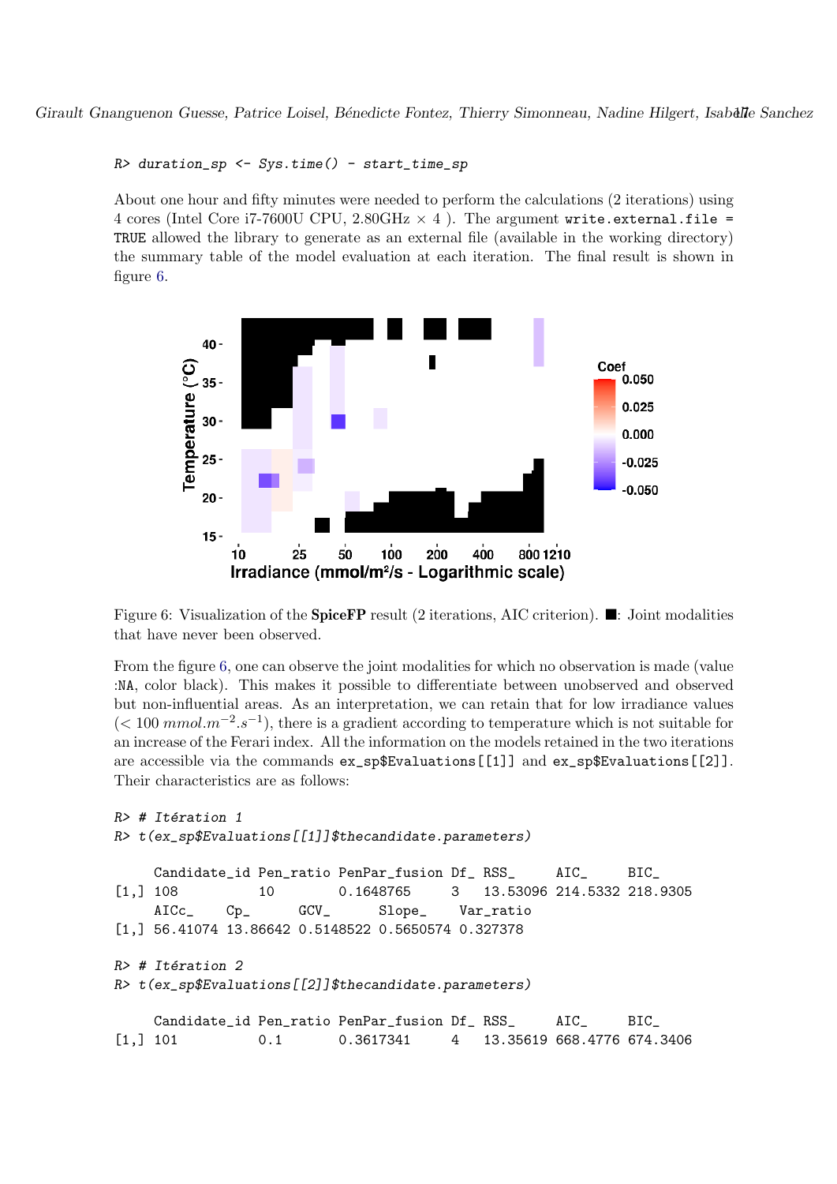```
R> duration_sp <- Sys.time() - start_time_sp
```

About one hour and fifty minutes were needed to perform the calculations (2 iterations) using 4 cores (Intel Core i7-7600U CPU, 2.80GHz $\times$ 4 ). The argument `write.external.file = TRUE` allowed the library to generate as an external file (available in the working directory) the summary table of the model evaluation at each iteration. The final result is shown in figure 6.

Figure 6: Visualization of the **SpiceFP** result (2 iterations, AIC criterion). ■: Joint modalities that have never been observed.

From the figure 6, one can observe the joint modalities for which no observation is made (value :`NA`, color black). This makes it possible to differentiate between unobserved and observed but non-influential areas. As an interpretation, we can retain that for low irradiance values ($< 100\ mmol.m^{-2}.s^{-1}$), there is a gradient according to temperature which is not suitable for an increase of the Ferari index. All the information on the models retained in the two iterations are accessible via the commands `ex_sp$Evaluations[[1]]` and `ex_sp$Evaluations[[2]]`. Their characteristics are as follows:

```
R> # Itération 1
R> t(ex_sp$Evaluations[[1]]$thecandidate.parameters)

     Candidate_id Pen_ratio PenPar_fusion Df_ RSS_     AIC_     BIC_
[1,] 108          10        0.1648765     3   13.53096 214.5332 218.9305
     AICc_    Cp_      GCV_      Slope_    Var_ratio
[1,] 56.41074 13.86642 0.5148522 0.5650574 0.327378

R> # Itération 2
R> t(ex_sp$Evaluations[[2]]$thecandidate.parameters)

     Candidate_id Pen_ratio PenPar_fusion Df_ RSS_     AIC_     BIC_
[1,] 101          0.1       0.3617341     4   13.35619 668.4776 674.3406
```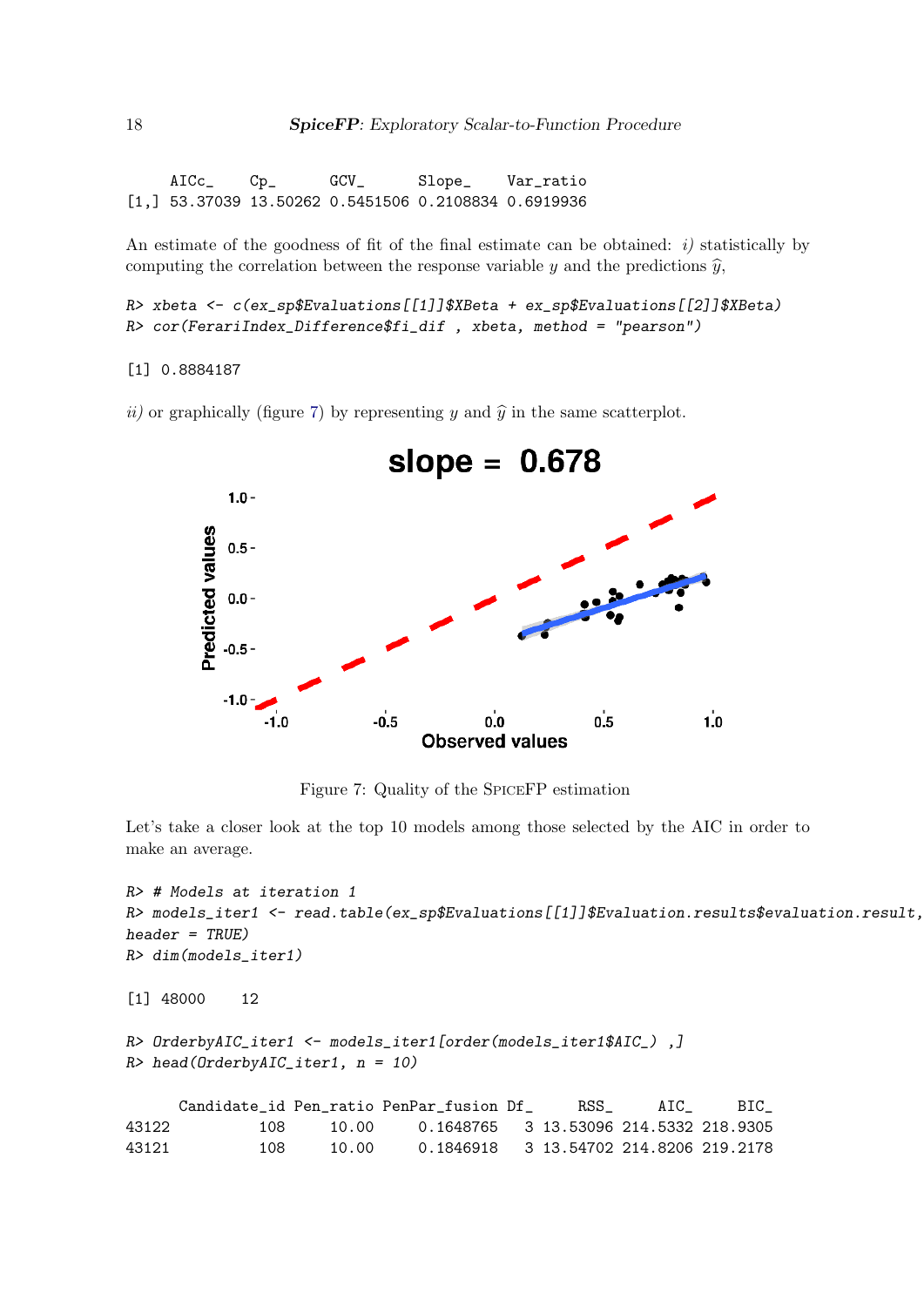```
     AICc_     Cp_       GCV_      Slope_    Var_ratio
[1,] 53.37039 13.50262 0.5451506 0.2108834 0.6919936
```

An estimate of the goodness of fit of the final estimate can be obtained: *i)* statistically by computing the correlation between the response variable $y$ and the predictions $\widehat{y}$,

```
R> xbeta <- c(ex_sp$Evaluations[[1]]$XBeta + ex_sp$Evaluations[[2]]$XBeta)
R> cor(FerariIndex_Difference$fi_dif , xbeta, method = "pearson")
```

```
[1] 0.8884187
```

*ii)* or graphically (figure 7) by representing $y$ and $\widehat{y}$ in the same scatterplot.

Figure 7: Quality of the SpiceFP estimation

Let's take a closer look at the top 10 models among those selected by the AIC in order to make an average.

```
R> # Models at iteration 1
R> models_iter1 <- read.table(ex_sp$Evaluations[[1]]$Evaluation.results$evaluation.result,
header = TRUE)
R> dim(models_iter1)
```

```
[1] 48000    12
```

```
R> OrderbyAIC_iter1 <- models_iter1[order(models_iter1$AIC_) ,]
R> head(OrderbyAIC_iter1, n = 10)
```

```
      Candidate_id Pen_ratio PenPar_fusion Df_      RSS_     AIC_     BIC_
43122          108     10.00     0.1648765   3 13.53096 214.5332 218.9305
43121          108     10.00     0.1846918   3 13.54702 214.8206 219.2178
```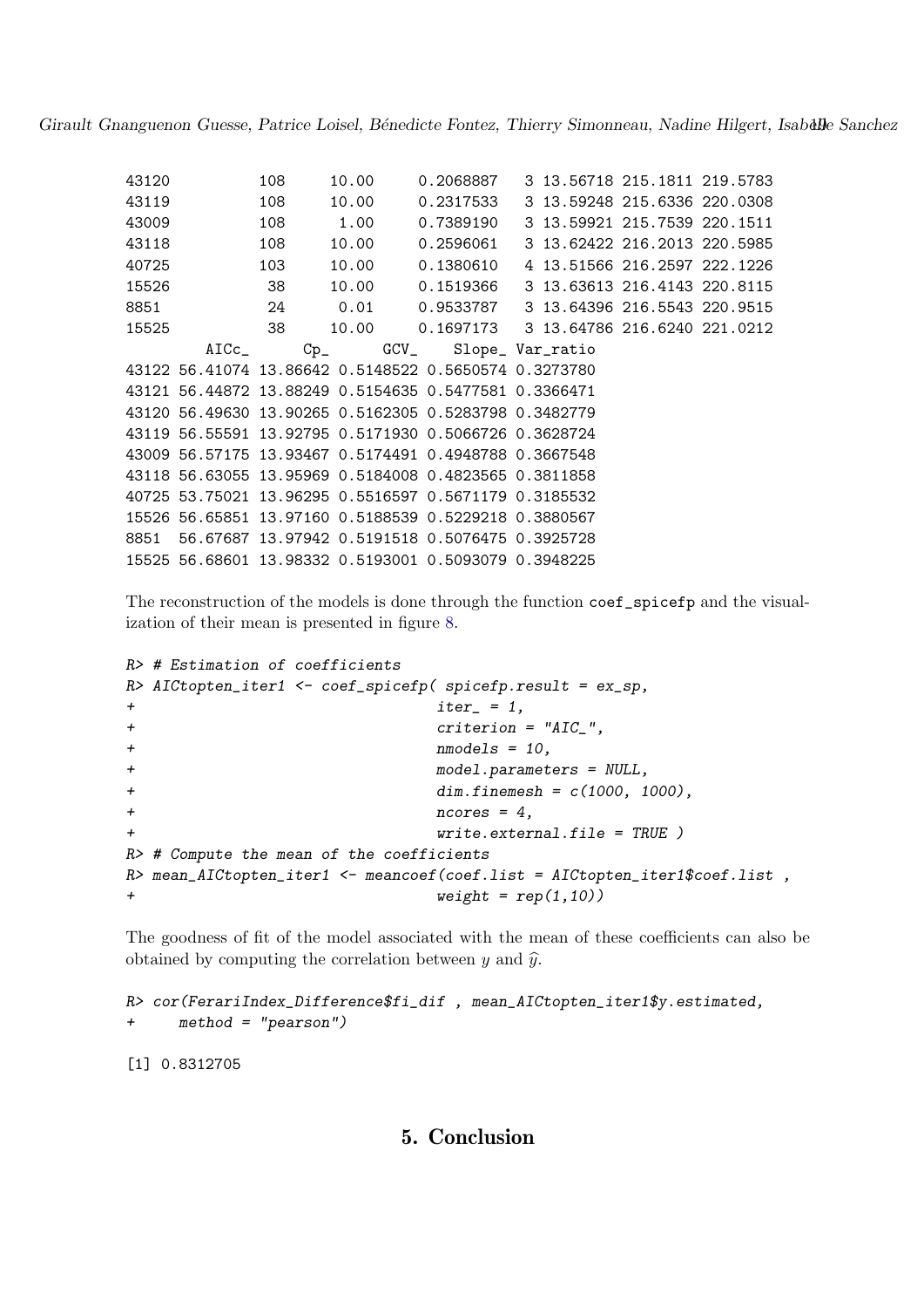```
43120          108     10.00     0.2068887   3 13.56718 215.1811 219.5783
43119          108     10.00     0.2317533   3 13.59248 215.6336 220.0308
43009          108      1.00     0.7389190   3 13.59921 215.7539 220.1511
43118          108     10.00     0.2596061   3 13.62422 216.2013 220.5985
40725          103     10.00     0.1380610   4 13.51566 216.2597 222.1226
15526           38     10.00     0.1519366   3 13.63613 216.4143 220.8115
8851            24      0.01     0.9533787   3 13.64396 216.5543 220.9515
15525           38     10.00     0.1697173   3 13.64786 216.6240 221.0212
         AICc_      Cp_      GCV_    Slope_ Var_ratio
43122 56.41074 13.86642 0.5148522 0.5650574 0.3273780
43121 56.44872 13.88249 0.5154635 0.5477581 0.3366471
43120 56.49630 13.90265 0.5162305 0.5283798 0.3482779
43119 56.55591 13.92795 0.5171930 0.5066726 0.3628724
43009 56.57175 13.93467 0.5174491 0.4948788 0.3667548
43118 56.63055 13.95969 0.5184008 0.4823565 0.3811858
40725 53.75021 13.96295 0.5516597 0.5671179 0.3185532
15526 56.65851 13.97160 0.5188539 0.5229218 0.3880567
8851  56.67687 13.97942 0.5191518 0.5076475 0.3925728
15525 56.68601 13.98332 0.5193001 0.5093079 0.3948225
```

The reconstruction of the models is done through the function `coef_spicefp` and the visualization of their mean is presented in figure 8.

```
R> # Estimation of coefficients
R> AICtopten_iter1 <- coef_spicefp( spicefp.result = ex_sp,
+                                   iter_ = 1,
+                                   criterion = "AIC_",
+                                   nmodels = 10,
+                                   model.parameters = NULL,
+                                   dim.finemesh = c(1000, 1000),
+                                   ncores = 4,
+                                   write.external.file = TRUE )
R> # Compute the mean of the coefficients
R> mean_AICtopten_iter1 <- meancoef(coef.list = AICtopten_iter1$coef.list ,
+                                   weight = rep(1,10))
```

The goodness of fit of the model associated with the mean of these coefficients can also be obtained by computing the correlation between $y$ and $\widehat{y}$.

```
R> cor(FerariIndex_Difference$fi_dif , mean_AICtopten_iter1$y.estimated,
+     method = "pearson")

[1] 0.8312705
```

## 5. Conclusion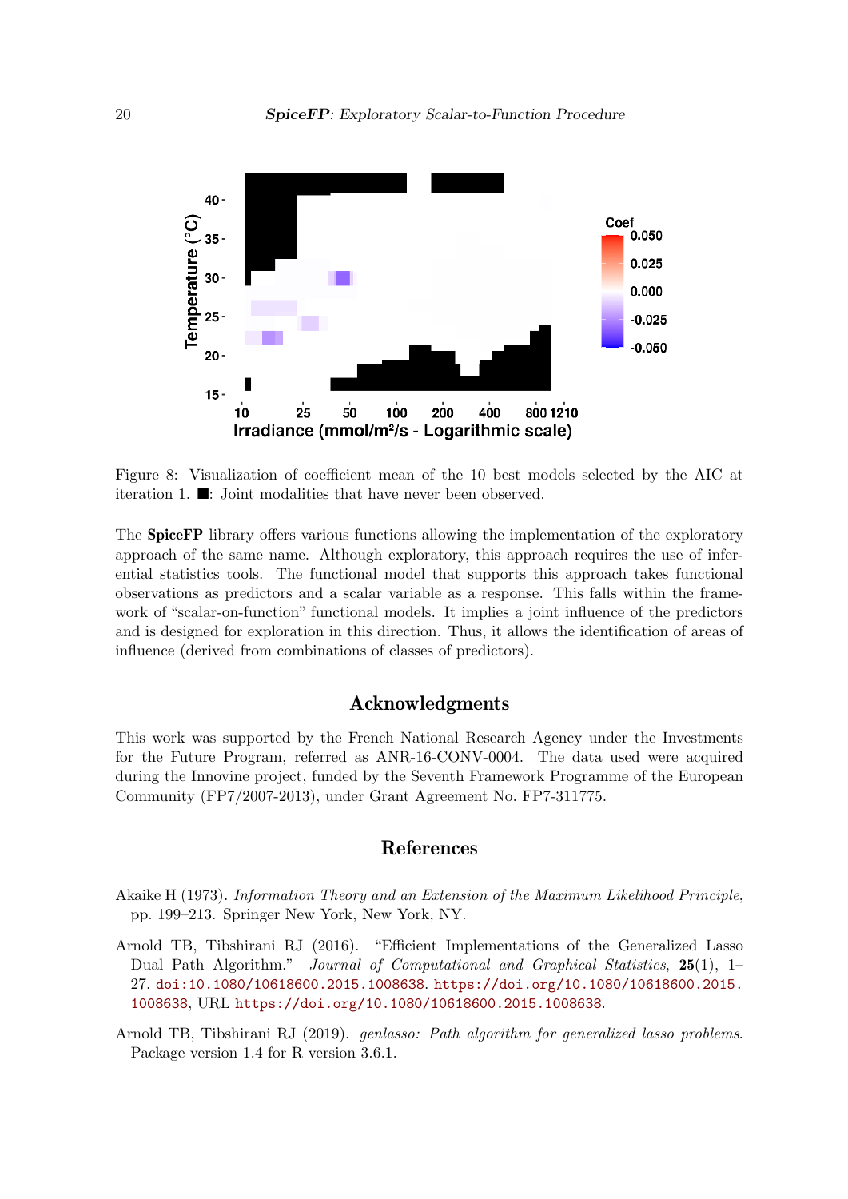Figure 8: Visualization of coefficient mean of the 10 best models selected by the AIC at iteration 1. ■: Joint modalities that have never been observed.

The **SpiceFP** library offers various functions allowing the implementation of the exploratory approach of the same name. Although exploratory, this approach requires the use of inferential statistics tools. The functional model that supports this approach takes functional observations as predictors and a scalar variable as a response. This falls within the framework of "scalar-on-function" functional models. It implies a joint influence of the predictors and is designed for exploration in this direction. Thus, it allows the identification of areas of influence (derived from combinations of classes of predictors).

## Acknowledgments

This work was supported by the French National Research Agency under the Investments for the Future Program, referred as ANR-16-CONV-0004. The data used were acquired during the Innovine project, funded by the Seventh Framework Programme of the European Community (FP7/2007-2013), under Grant Agreement No. FP7-311775.

## References

Akaike H (1973). *Information Theory and an Extension of the Maximum Likelihood Principle*, pp. 199–213. Springer New York, New York, NY.

Arnold TB, Tibshirani RJ (2016). "Efficient Implementations of the Generalized Lasso Dual Path Algorithm." *Journal of Computational and Graphical Statistics*, **25**(1), 1–27. doi:10.1080/10618600.2015.1008638. https://doi.org/10.1080/10618600.2015.1008638, URL https://doi.org/10.1080/10618600.2015.1008638.

Arnold TB, Tibshirani RJ (2019). *genlasso: Path algorithm for generalized lasso problems*. Package version 1.4 for R version 3.6.1.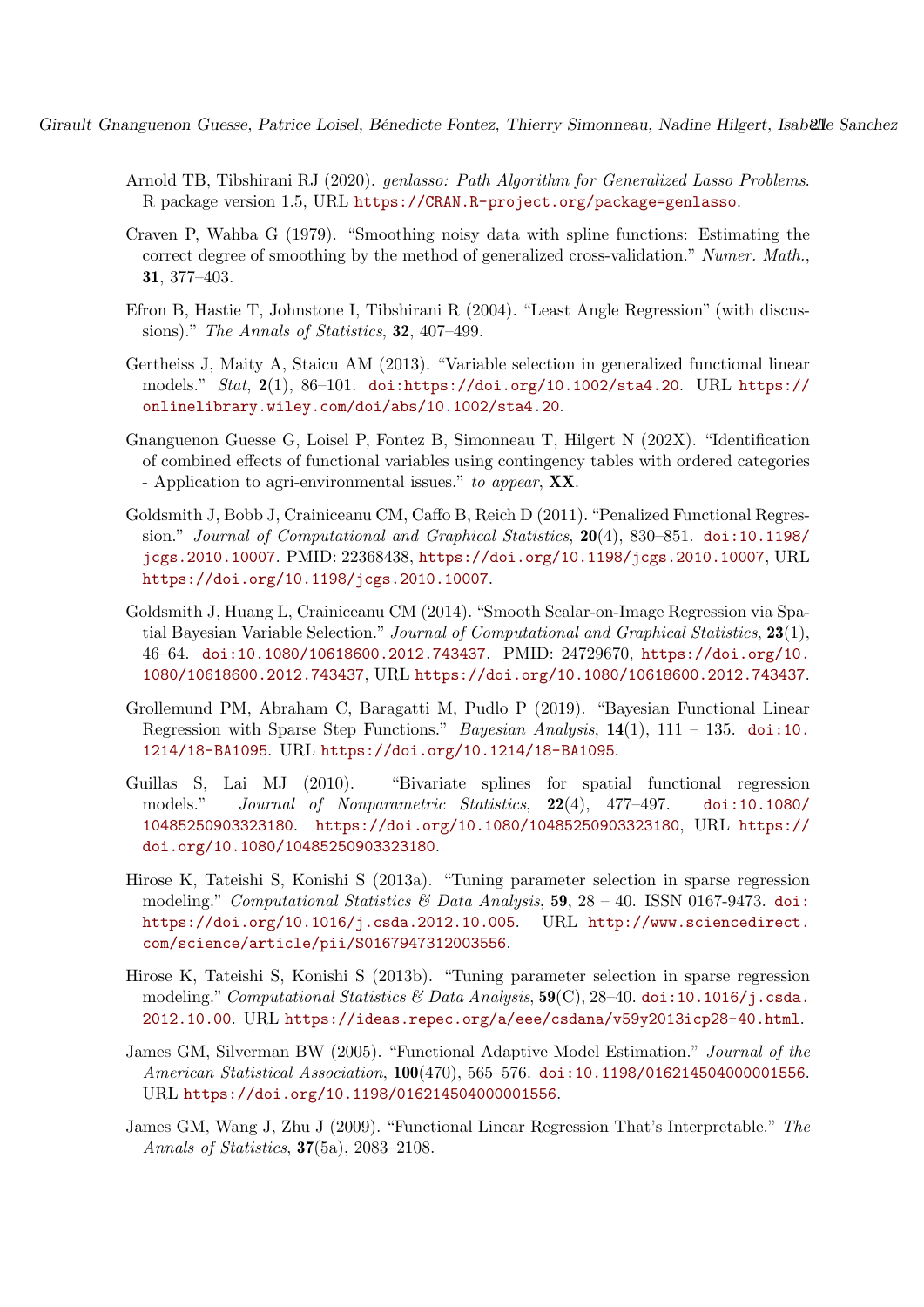Arnold TB, Tibshirani RJ (2020). *genlasso: Path Algorithm for Generalized Lasso Problems*. R package version 1.5, URL https://CRAN.R-project.org/package=genlasso.

Craven P, Wahba G (1979). "Smoothing noisy data with spline functions: Estimating the correct degree of smoothing by the method of generalized cross-validation." *Numer. Math.*, **31**, 377–403.

Efron B, Hastie T, Johnstone I, Tibshirani R (2004). "Least Angle Regression" (with discussions)." *The Annals of Statistics*, **32**, 407–499.

Gertheiss J, Maity A, Staicu AM (2013). "Variable selection in generalized functional linear models." *Stat*, **2**(1), 86–101. doi:https://doi.org/10.1002/sta4.20. URL https://onlinelibrary.wiley.com/doi/abs/10.1002/sta4.20.

Gnanguenon Guesse G, Loisel P, Fontez B, Simonneau T, Hilgert N (202X). "Identification of combined effects of functional variables using contingency tables with ordered categories - Application to agri-environmental issues." *to appear*, **XX**.

Goldsmith J, Bobb J, Crainiceanu CM, Caffo B, Reich D (2011). "Penalized Functional Regression." *Journal of Computational and Graphical Statistics*, **20**(4), 830–851. doi:10.1198/jcgs.2010.10007. PMID: 22368438, https://doi.org/10.1198/jcgs.2010.10007, URL https://doi.org/10.1198/jcgs.2010.10007.

Goldsmith J, Huang L, Crainiceanu CM (2014). "Smooth Scalar-on-Image Regression via Spatial Bayesian Variable Selection." *Journal of Computational and Graphical Statistics*, **23**(1), 46–64. doi:10.1080/10618600.2012.743437. PMID: 24729670, https://doi.org/10.1080/10618600.2012.743437, URL https://doi.org/10.1080/10618600.2012.743437.

Grollemund PM, Abraham C, Baragatti M, Pudlo P (2019). "Bayesian Functional Linear Regression with Sparse Step Functions." *Bayesian Analysis*, **14**(1), 111 – 135. doi:10.1214/18-BA1095. URL https://doi.org/10.1214/18-BA1095.

Guillas S, Lai MJ (2010). "Bivariate splines for spatial functional regression models." *Journal of Nonparametric Statistics*, **22**(4), 477–497. doi:10.1080/10485250903323180. https://doi.org/10.1080/10485250903323180, URL https://doi.org/10.1080/10485250903323180.

Hirose K, Tateishi S, Konishi S (2013a). "Tuning parameter selection in sparse regression modeling." *Computational Statistics & Data Analysis*, **59**, 28 – 40. ISSN 0167-9473. doi:https://doi.org/10.1016/j.csda.2012.10.005. URL http://www.sciencedirect.com/science/article/pii/S0167947312003556.

Hirose K, Tateishi S, Konishi S (2013b). "Tuning parameter selection in sparse regression modeling." *Computational Statistics & Data Analysis*, **59**(C), 28–40. doi:10.1016/j.csda.2012.10.00. URL https://ideas.repec.org/a/eee/csdana/v59y2013icp28-40.html.

James GM, Silverman BW (2005). "Functional Adaptive Model Estimation." *Journal of the American Statistical Association*, **100**(470), 565–576. doi:10.1198/016214504000001556. URL https://doi.org/10.1198/016214504000001556.

James GM, Wang J, Zhu J (2009). "Functional Linear Regression That's Interpretable." *The Annals of Statistics*, **37**(5a), 2083–2108.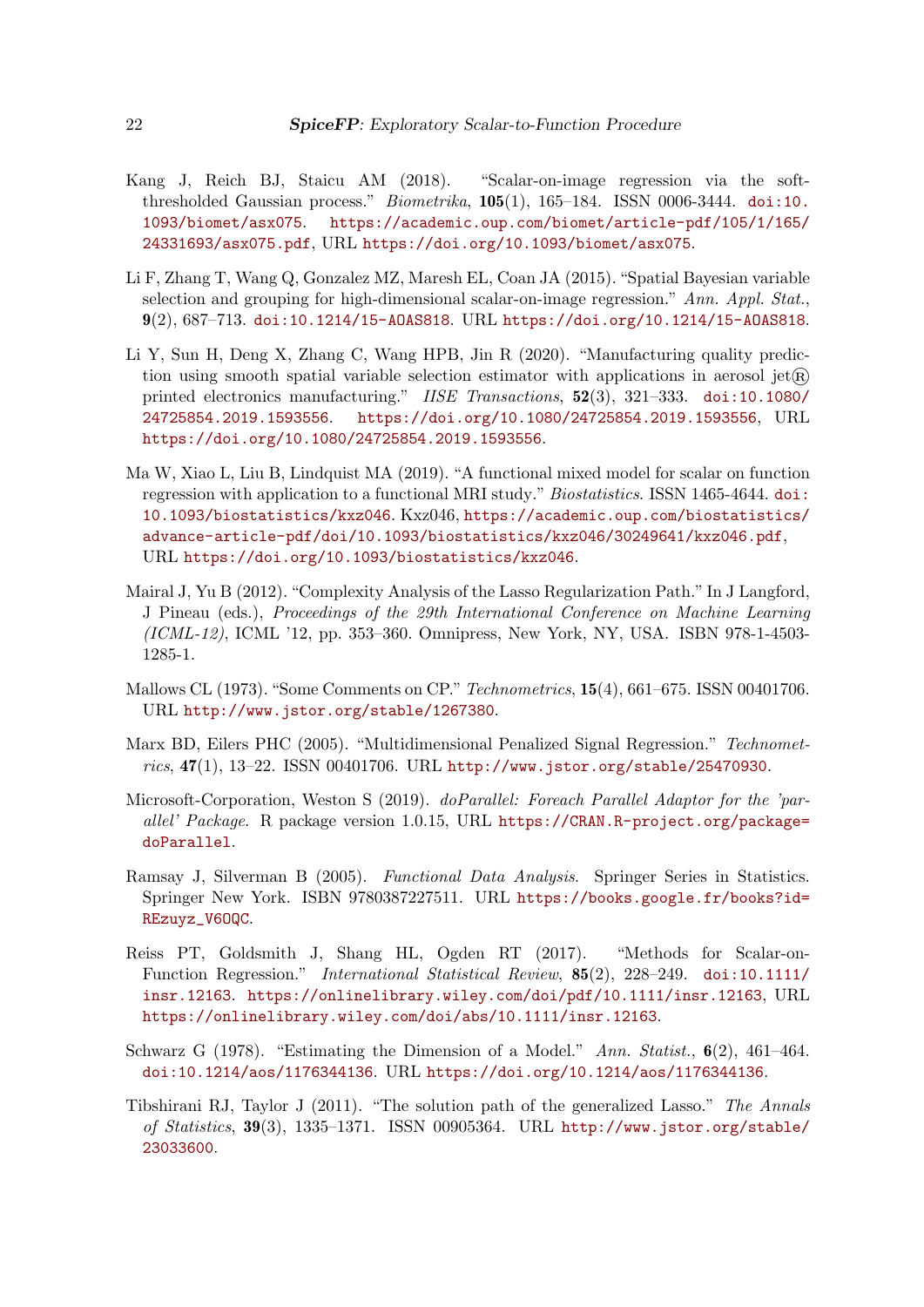Kang J, Reich BJ, Staicu AM (2018). "Scalar-on-image regression via the soft-thresholded Gaussian process." *Biometrika*, **105**(1), 165–184. ISSN 0006-3444. doi:10.1093/biomet/asx075. https://academic.oup.com/biomet/article-pdf/105/1/165/24331693/asx075.pdf, URL https://doi.org/10.1093/biomet/asx075.

Li F, Zhang T, Wang Q, Gonzalez MZ, Maresh EL, Coan JA (2015). "Spatial Bayesian variable selection and grouping for high-dimensional scalar-on-image regression." *Ann. Appl. Stat.*, **9**(2), 687–713. doi:10.1214/15-AOAS818. URL https://doi.org/10.1214/15-AOAS818.

Li Y, Sun H, Deng X, Zhang C, Wang HPB, Jin R (2020). "Manufacturing quality prediction using smooth spatial variable selection estimator with applications in aerosol jet® printed electronics manufacturing." *IISE Transactions*, **52**(3), 321–333. doi:10.1080/24725854.2019.1593556. https://doi.org/10.1080/24725854.2019.1593556, URL https://doi.org/10.1080/24725854.2019.1593556.

Ma W, Xiao L, Liu B, Lindquist MA (2019). "A functional mixed model for scalar on function regression with application to a functional MRI study." *Biostatistics*. ISSN 1465-4644. doi:10.1093/biostatistics/kxz046. Kxz046, https://academic.oup.com/biostatistics/advance-article-pdf/doi/10.1093/biostatistics/kxz046/30249641/kxz046.pdf, URL https://doi.org/10.1093/biostatistics/kxz046.

Mairal J, Yu B (2012). "Complexity Analysis of the Lasso Regularization Path." In J Langford, J Pineau (eds.), *Proceedings of the 29th International Conference on Machine Learning (ICML-12)*, ICML '12, pp. 353–360. Omnipress, New York, NY, USA. ISBN 978-1-4503-1285-1.

Mallows CL (1973). "Some Comments on CP." *Technometrics*, **15**(4), 661–675. ISSN 00401706. URL http://www.jstor.org/stable/1267380.

Marx BD, Eilers PHC (2005). "Multidimensional Penalized Signal Regression." *Technometrics*, **47**(1), 13–22. ISSN 00401706. URL http://www.jstor.org/stable/25470930.

Microsoft-Corporation, Weston S (2019). *doParallel: Foreach Parallel Adaptor for the 'parallel' Package*. R package version 1.0.15, URL https://CRAN.R-project.org/package=doParallel.

Ramsay J, Silverman B (2005). *Functional Data Analysis*. Springer Series in Statistics. Springer New York. ISBN 9780387227511. URL https://books.google.fr/books?id=REzuyz_V6OQC.

Reiss PT, Goldsmith J, Shang HL, Ogden RT (2017). "Methods for Scalar-on-Function Regression." *International Statistical Review*, **85**(2), 228–249. doi:10.1111/insr.12163. https://onlinelibrary.wiley.com/doi/pdf/10.1111/insr.12163, URL https://onlinelibrary.wiley.com/doi/abs/10.1111/insr.12163.

Schwarz G (1978). "Estimating the Dimension of a Model." *Ann. Statist.*, **6**(2), 461–464. doi:10.1214/aos/1176344136. URL https://doi.org/10.1214/aos/1176344136.

Tibshirani RJ, Taylor J (2011). "The solution path of the generalized Lasso." *The Annals of Statistics*, **39**(3), 1335–1371. ISSN 00905364. URL http://www.jstor.org/stable/23033600.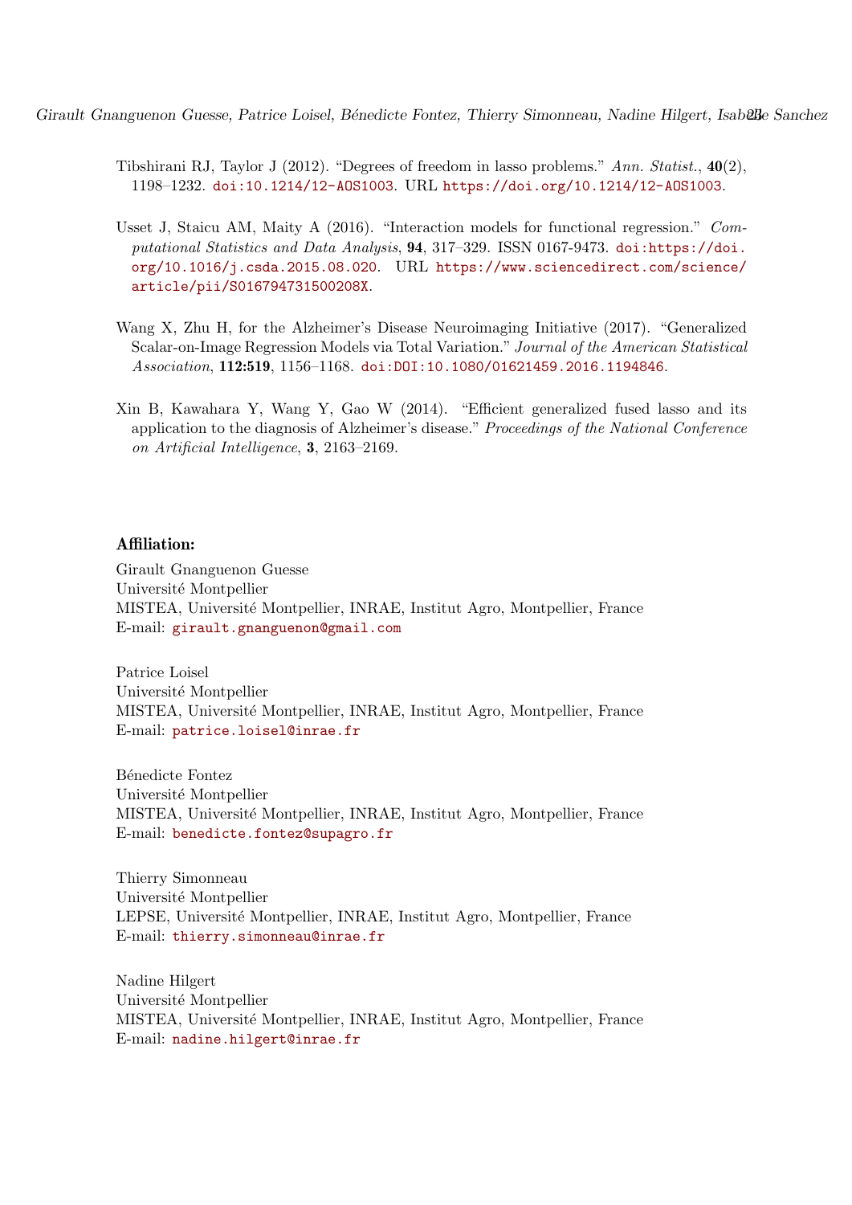Tibshirani RJ, Taylor J (2012). "Degrees of freedom in lasso problems." *Ann. Statist.*, **40**(2), 1198–1232. doi:10.1214/12-AOS1003. URL https://doi.org/10.1214/12-AOS1003.

Usset J, Staicu AM, Maity A (2016). "Interaction models for functional regression." *Computational Statistics and Data Analysis*, **94**, 317–329. ISSN 0167-9473. doi:https://doi.org/10.1016/j.csda.2015.08.020. URL https://www.sciencedirect.com/science/article/pii/S016794731500208X.

Wang X, Zhu H, for the Alzheimer's Disease Neuroimaging Initiative (2017). "Generalized Scalar-on-Image Regression Models via Total Variation." *Journal of the American Statistical Association*, **112:519**, 1156–1168. doi:DOI:10.1080/01621459.2016.1194846.

Xin B, Kawahara Y, Wang Y, Gao W (2014). "Efficient generalized fused lasso and its application to the diagnosis of Alzheimer's disease." *Proceedings of the National Conference on Artificial Intelligence*, **3**, 2163–2169.

**Affiliation:**

Girault Gnanguenon Guesse
Université Montpellier
MISTEA, Université Montpellier, INRAE, Institut Agro, Montpellier, France
E-mail: girault.gnanguenon@gmail.com

Patrice Loisel
Université Montpellier
MISTEA, Université Montpellier, INRAE, Institut Agro, Montpellier, France
E-mail: patrice.loisel@inrae.fr

Bénedicte Fontez
Université Montpellier
MISTEA, Université Montpellier, INRAE, Institut Agro, Montpellier, France
E-mail: benedicte.fontez@supagro.fr

Thierry Simonneau
Université Montpellier
LEPSE, Université Montpellier, INRAE, Institut Agro, Montpellier, France
E-mail: thierry.simonneau@inrae.fr

Nadine Hilgert
Université Montpellier
MISTEA, Université Montpellier, INRAE, Institut Agro, Montpellier, France
E-mail: nadine.hilgert@inrae.fr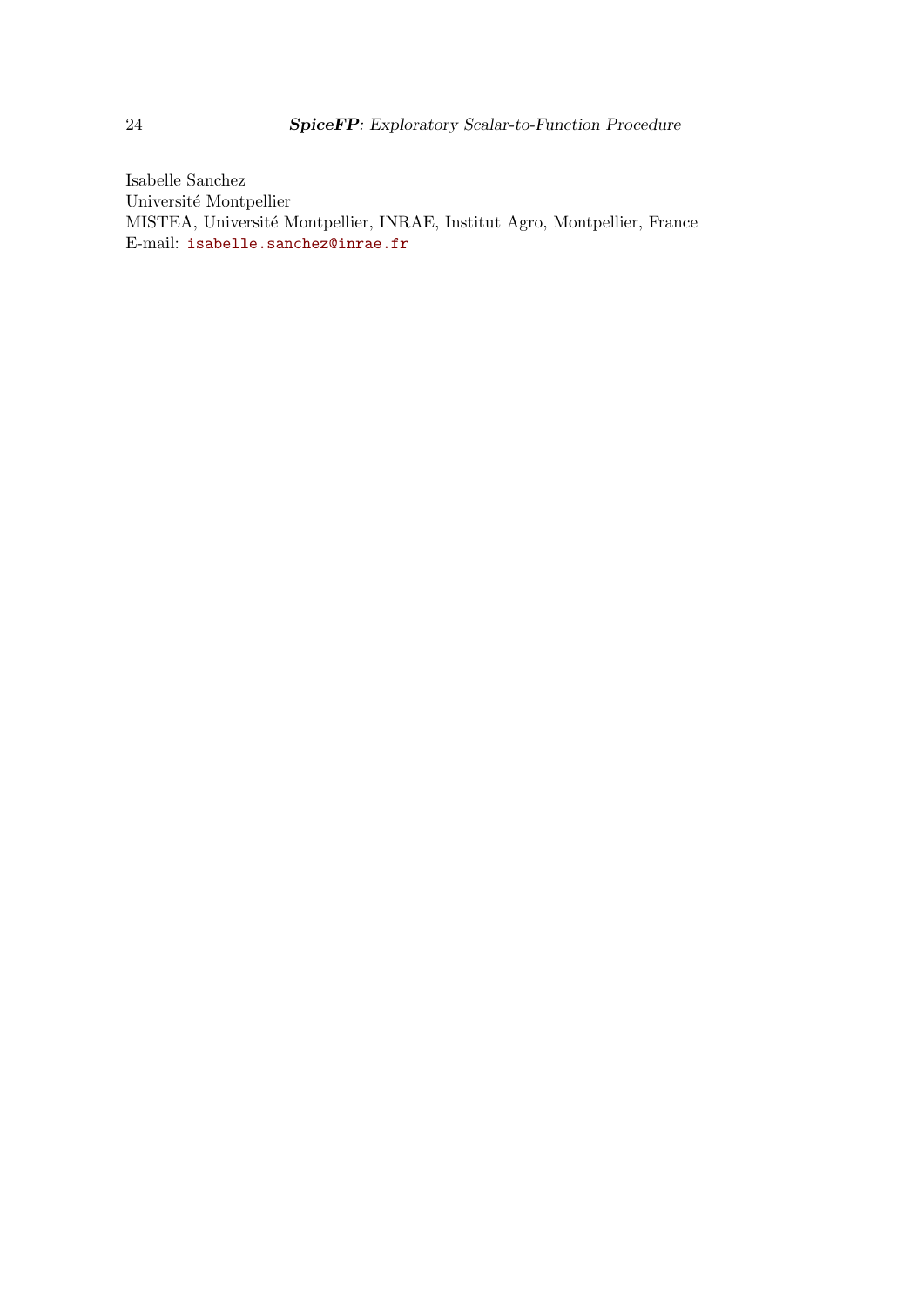Isabelle Sanchez  
Université Montpellier  
MISTEA, Université Montpellier, INRAE, Institut Agro, Montpellier, France  
E-mail: isabelle.sanchez@inrae.fr